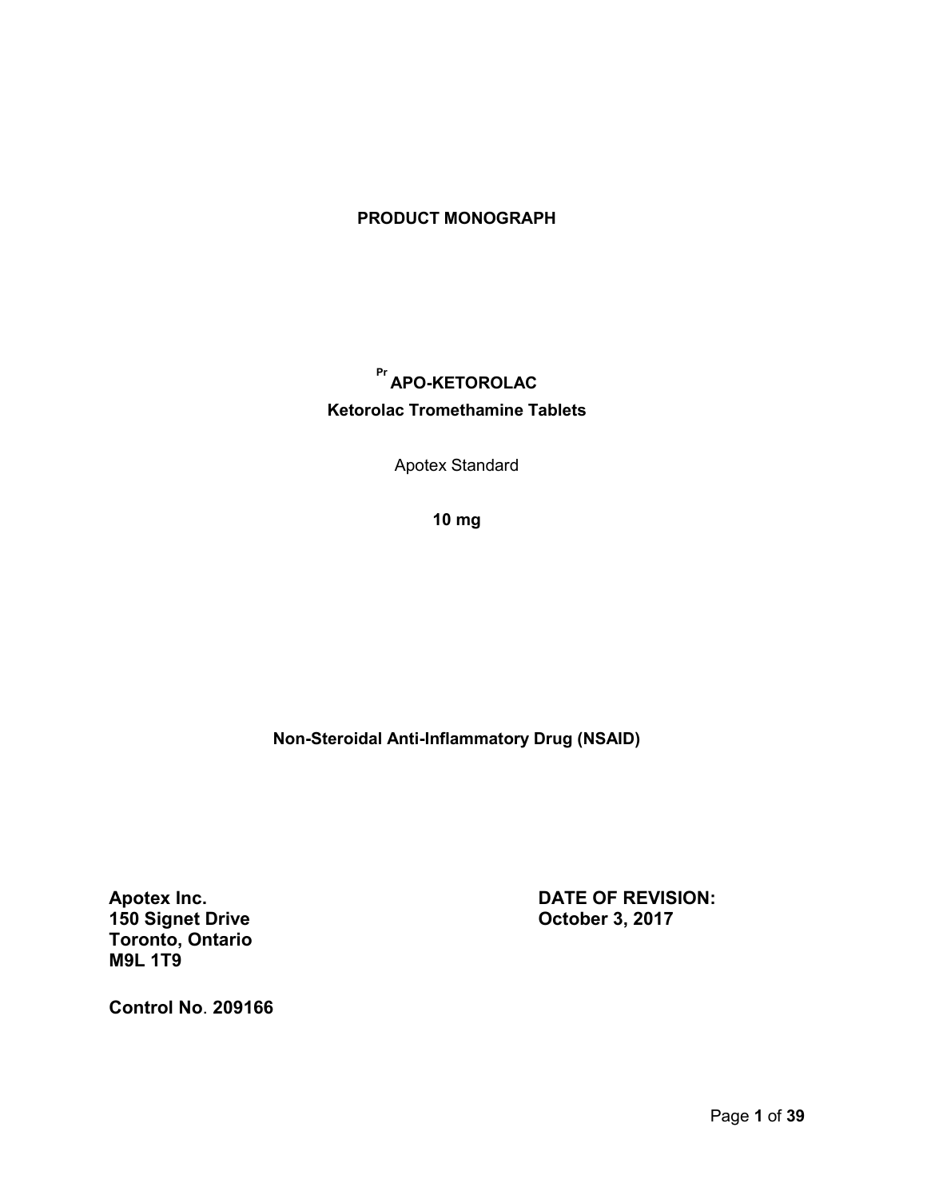# PRODUCT MONOGRAPH

## [Pr] APO-KETOROLAC

**Ketorolac Tromethamine Tablets**

Apotex Standard

**10 mg**

**Non-Steroidal Anti-Inflammatory Drug (NSAID)**

**Apotex Inc.**
**150 Signet Drive**
**Toronto, Ontario**
**M9L 1T9**

**DATE OF REVISION:**
**October 3, 2017**

**Control No. 209166**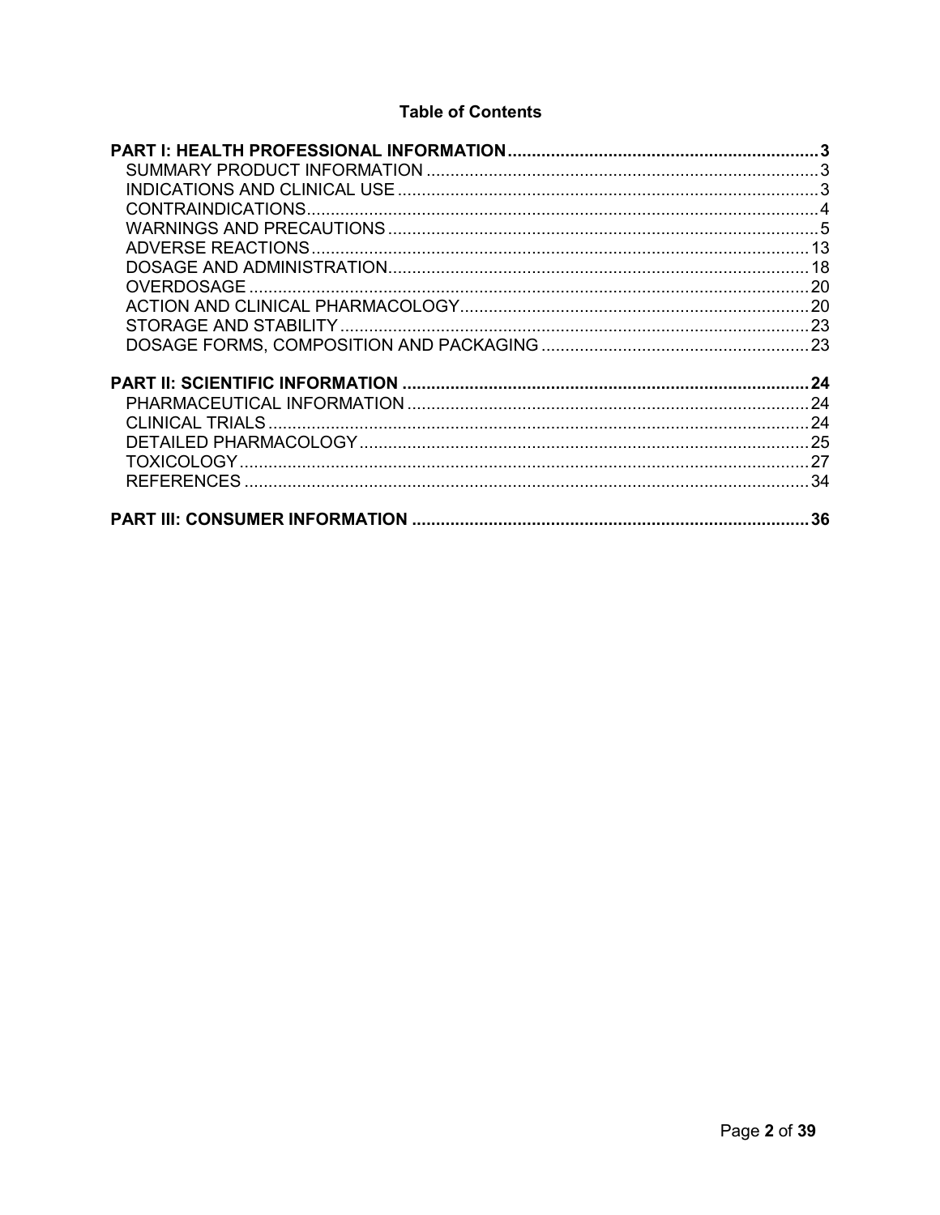**Table of Contents**

**PART I: HEALTH PROFESSIONAL INFORMATION** .......... **3**
- SUMMARY PRODUCT INFORMATION .......... 3
- INDICATIONS AND CLINICAL USE .......... 3
- CONTRAINDICATIONS .......... 4
- WARNINGS AND PRECAUTIONS .......... 5
- ADVERSE REACTIONS .......... 13
- DOSAGE AND ADMINISTRATION .......... 18
- OVERDOSAGE .......... 20
- ACTION AND CLINICAL PHARMACOLOGY .......... 20
- STORAGE AND STABILITY .......... 23
- DOSAGE FORMS, COMPOSITION AND PACKAGING .......... 23

**PART II: SCIENTIFIC INFORMATION** .......... **24**
- PHARMACEUTICAL INFORMATION .......... 24
- CLINICAL TRIALS .......... 24
- DETAILED PHARMACOLOGY .......... 25
- TOXICOLOGY .......... 27
- REFERENCES .......... 34

**PART III: CONSUMER INFORMATION** .......... **36**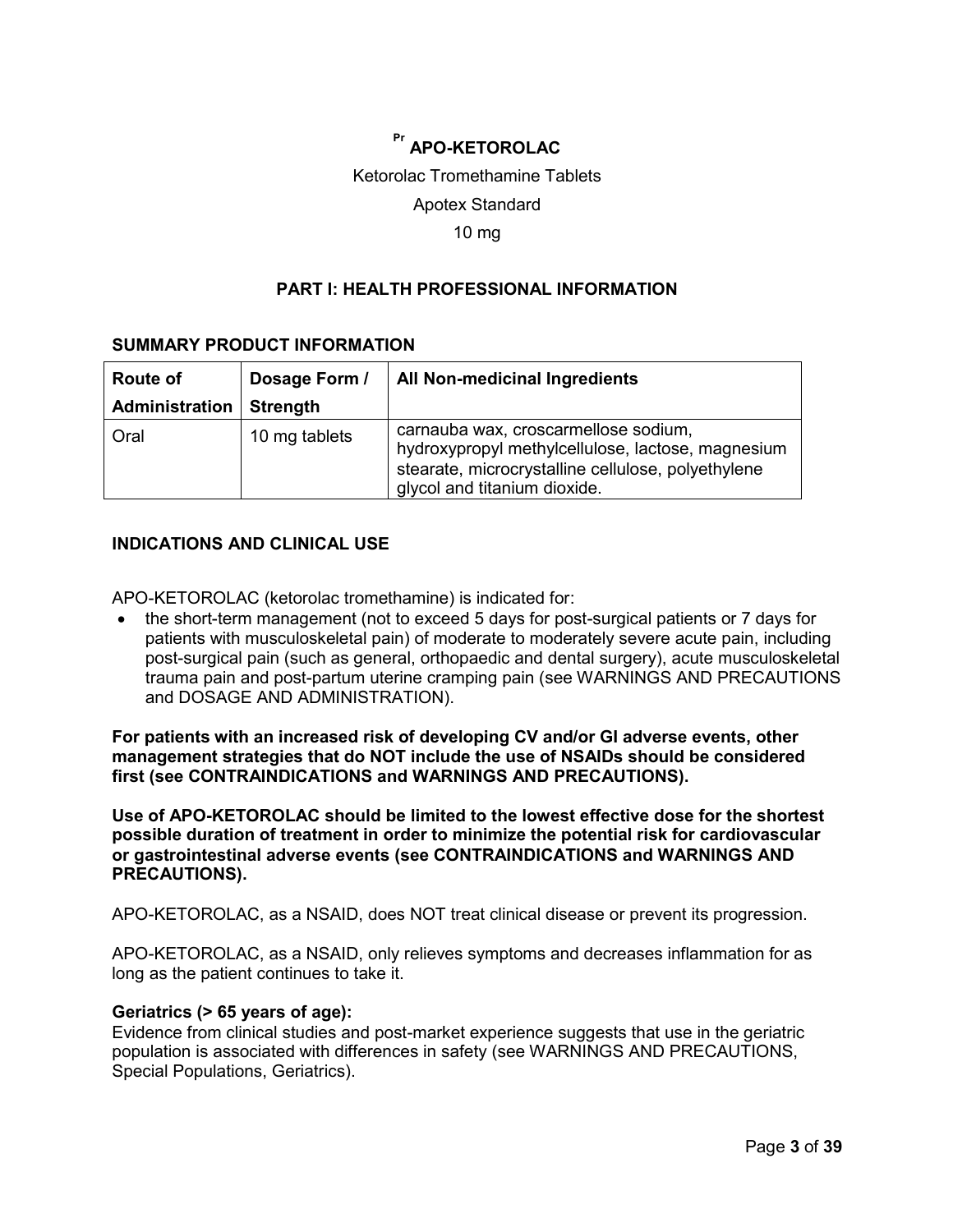# Pr APO-KETOROLAC

Ketorolac Tromethamine Tablets

Apotex Standard

10 mg

## PART I: HEALTH PROFESSIONAL INFORMATION

### SUMMARY PRODUCT INFORMATION

| Route of Administration | Dosage Form / Strength | All Non-medicinal Ingredients |
| --- | --- | --- |
| Oral | 10 mg tablets | carnauba wax, croscarmellose sodium, hydroxypropyl methylcellulose, lactose, magnesium stearate, microcrystalline cellulose, polyethylene glycol and titanium dioxide. |

### INDICATIONS AND CLINICAL USE

APO-KETOROLAC (ketorolac tromethamine) is indicated for:

- the short-term management (not to exceed 5 days for post-surgical patients or 7 days for patients with musculoskeletal pain) of moderate to moderately severe acute pain, including post-surgical pain (such as general, orthopaedic and dental surgery), acute musculoskeletal trauma pain and post-partum uterine cramping pain (see WARNINGS AND PRECAUTIONS and DOSAGE AND ADMINISTRATION).

**For patients with an increased risk of developing CV and/or GI adverse events, other management strategies that do NOT include the use of NSAIDs should be considered first (see CONTRAINDICATIONS and WARNINGS AND PRECAUTIONS).**

**Use of APO-KETOROLAC should be limited to the lowest effective dose for the shortest possible duration of treatment in order to minimize the potential risk for cardiovascular or gastrointestinal adverse events (see CONTRAINDICATIONS and WARNINGS AND PRECAUTIONS).**

APO-KETOROLAC, as a NSAID, does NOT treat clinical disease or prevent its progression.

APO-KETOROLAC, as a NSAID, only relieves symptoms and decreases inflammation for as long as the patient continues to take it.

**Geriatrics (> 65 years of age):**
Evidence from clinical studies and post-market experience suggests that use in the geriatric population is associated with differences in safety (see WARNINGS AND PRECAUTIONS, Special Populations, Geriatrics).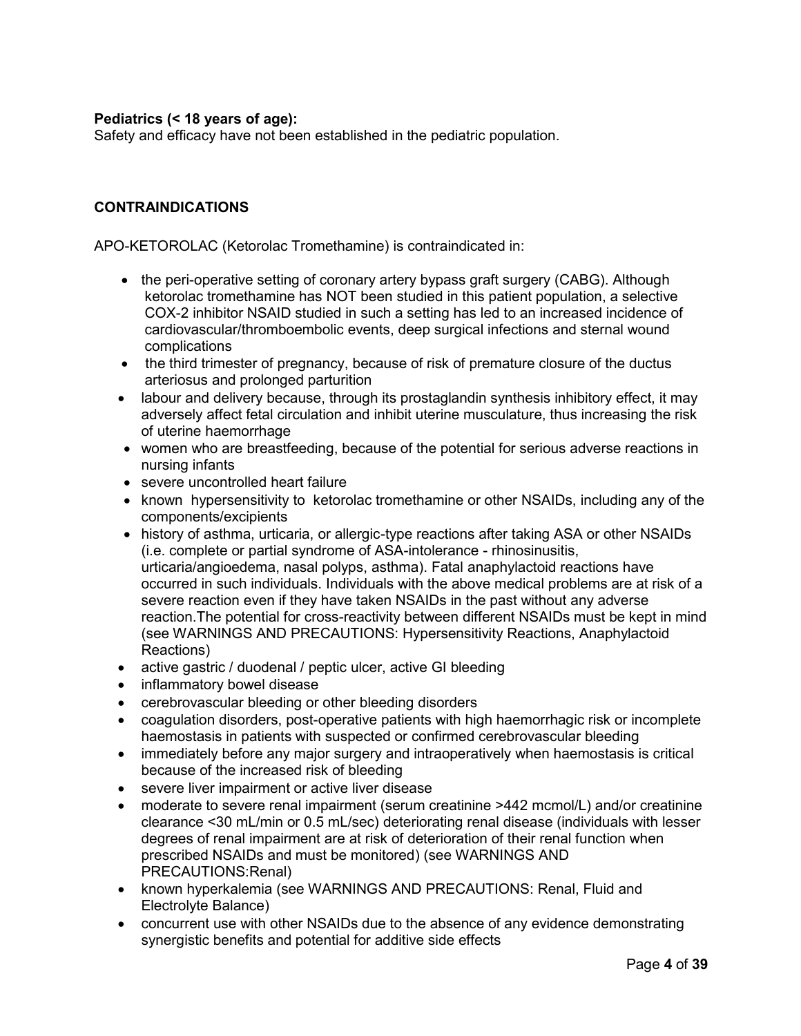**Pediatrics (< 18 years of age):**
Safety and efficacy have not been established in the pediatric population.

## CONTRAINDICATIONS

APO-KETOROLAC (Ketorolac Tromethamine) is contraindicated in:

- the peri-operative setting of coronary artery bypass graft surgery (CABG). Although ketorolac tromethamine has NOT been studied in this patient population, a selective COX-2 inhibitor NSAID studied in such a setting has led to an increased incidence of cardiovascular/thromboembolic events, deep surgical infections and sternal wound complications
- the third trimester of pregnancy, because of risk of premature closure of the ductus arteriosus and prolonged parturition
- labour and delivery because, through its prostaglandin synthesis inhibitory effect, it may adversely affect fetal circulation and inhibit uterine musculature, thus increasing the risk of uterine haemorrhage
- women who are breastfeeding, because of the potential for serious adverse reactions in nursing infants
- severe uncontrolled heart failure
- known hypersensitivity to ketorolac tromethamine or other NSAIDs, including any of the components/excipients
- history of asthma, urticaria, or allergic-type reactions after taking ASA or other NSAIDs (i.e. complete or partial syndrome of ASA-intolerance - rhinosinusitis, urticaria/angioedema, nasal polyps, asthma). Fatal anaphylactoid reactions have occurred in such individuals. Individuals with the above medical problems are at risk of a severe reaction even if they have taken NSAIDs in the past without any adverse reaction.The potential for cross-reactivity between different NSAIDs must be kept in mind (see WARNINGS AND PRECAUTIONS: Hypersensitivity Reactions, Anaphylactoid Reactions)
- active gastric / duodenal / peptic ulcer, active GI bleeding
- inflammatory bowel disease
- cerebrovascular bleeding or other bleeding disorders
- coagulation disorders, post-operative patients with high haemorrhagic risk or incomplete haemostasis in patients with suspected or confirmed cerebrovascular bleeding
- immediately before any major surgery and intraoperatively when haemostasis is critical because of the increased risk of bleeding
- severe liver impairment or active liver disease
- moderate to severe renal impairment (serum creatinine >442 mcmol/L) and/or creatinine clearance <30 mL/min or 0.5 mL/sec) deteriorating renal disease (individuals with lesser degrees of renal impairment are at risk of deterioration of their renal function when prescribed NSAIDs and must be monitored) (see WARNINGS AND PRECAUTIONS:Renal)
- known hyperkalemia (see WARNINGS AND PRECAUTIONS: Renal, Fluid and Electrolyte Balance)
- concurrent use with other NSAIDs due to the absence of any evidence demonstrating synergistic benefits and potential for additive side effects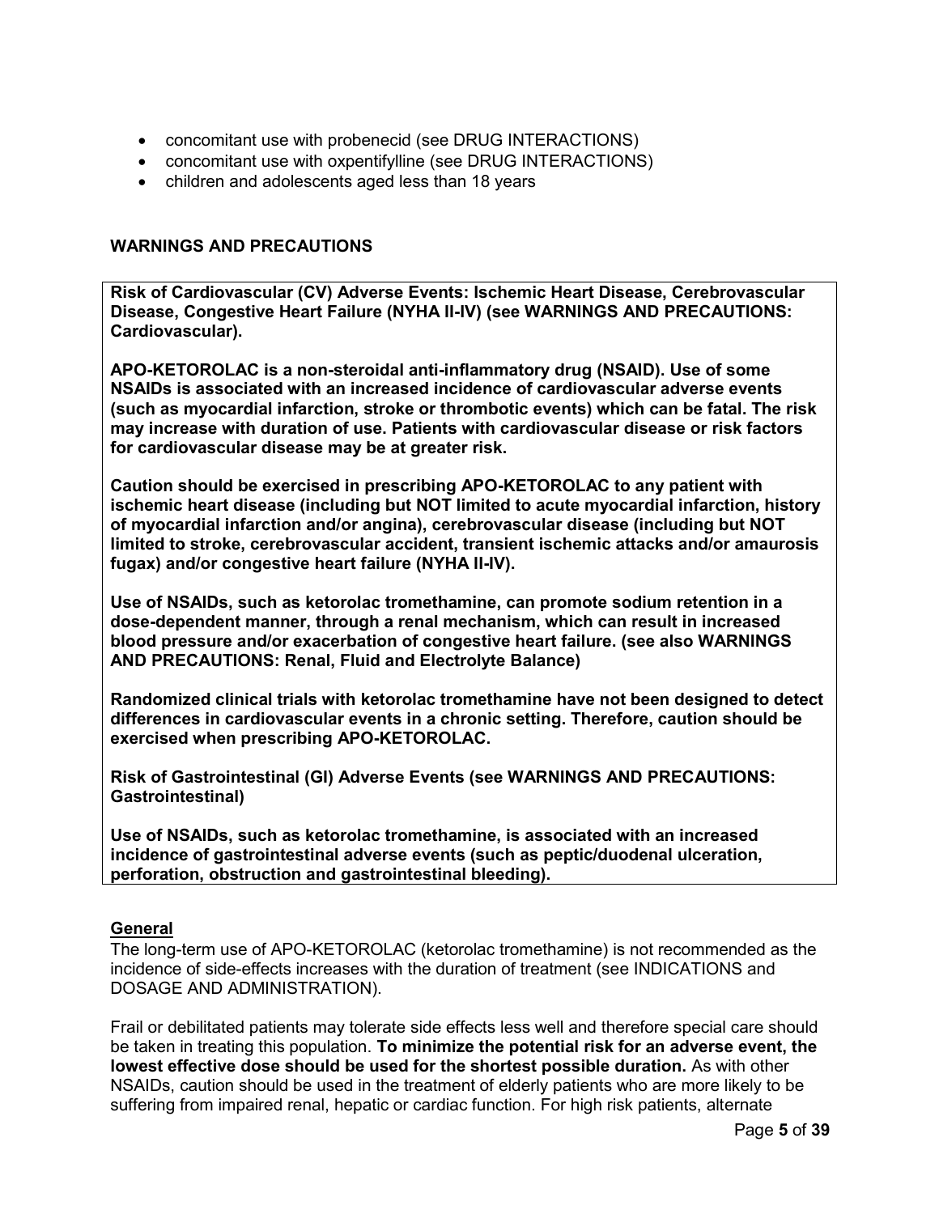- concomitant use with probenecid (see DRUG INTERACTIONS)
- concomitant use with oxpentifylline (see DRUG INTERACTIONS)
- children and adolescents aged less than 18 years

## WARNINGS AND PRECAUTIONS

**Risk of Cardiovascular (CV) Adverse Events: Ischemic Heart Disease, Cerebrovascular Disease, Congestive Heart Failure (NYHA II-IV) (see WARNINGS AND PRECAUTIONS: Cardiovascular).**

**APO-KETOROLAC is a non-steroidal anti-inflammatory drug (NSAID). Use of some NSAIDs is associated with an increased incidence of cardiovascular adverse events (such as myocardial infarction, stroke or thrombotic events) which can be fatal. The risk may increase with duration of use. Patients with cardiovascular disease or risk factors for cardiovascular disease may be at greater risk.**

**Caution should be exercised in prescribing APO-KETOROLAC to any patient with ischemic heart disease (including but NOT limited to acute myocardial infarction, history of myocardial infarction and/or angina), cerebrovascular disease (including but NOT limited to stroke, cerebrovascular accident, transient ischemic attacks and/or amaurosis fugax) and/or congestive heart failure (NYHA II-IV).**

**Use of NSAIDs, such as ketorolac tromethamine, can promote sodium retention in a dose-dependent manner, through a renal mechanism, which can result in increased blood pressure and/or exacerbation of congestive heart failure. (see also WARNINGS AND PRECAUTIONS: Renal, Fluid and Electrolyte Balance)**

**Randomized clinical trials with ketorolac tromethamine have not been designed to detect differences in cardiovascular events in a chronic setting. Therefore, caution should be exercised when prescribing APO-KETOROLAC.**

**Risk of Gastrointestinal (GI) Adverse Events (see WARNINGS AND PRECAUTIONS: Gastrointestinal)**

**Use of NSAIDs, such as ketorolac tromethamine, is associated with an increased incidence of gastrointestinal adverse events (such as peptic/duodenal ulceration, perforation, obstruction and gastrointestinal bleeding).**

### General

The long-term use of APO-KETOROLAC (ketorolac tromethamine) is not recommended as the incidence of side-effects increases with the duration of treatment (see INDICATIONS and DOSAGE AND ADMINISTRATION).

Frail or debilitated patients may tolerate side effects less well and therefore special care should be taken in treating this population. **To minimize the potential risk for an adverse event, the lowest effective dose should be used for the shortest possible duration.** As with other NSAIDs, caution should be used in the treatment of elderly patients who are more likely to be suffering from impaired renal, hepatic or cardiac function. For high risk patients, alternate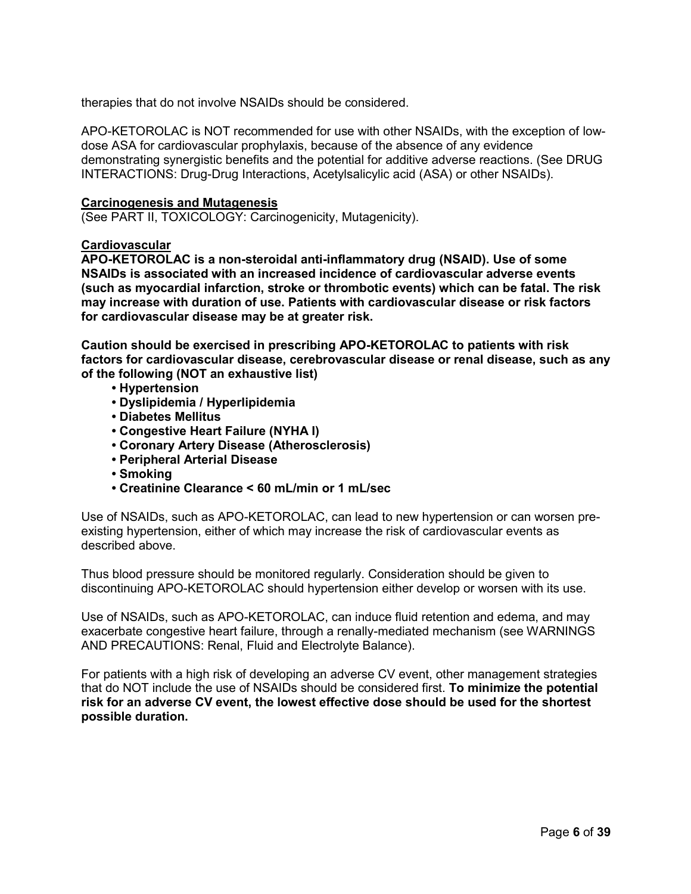therapies that do not involve NSAIDs should be considered.

APO-KETOROLAC is NOT recommended for use with other NSAIDs, with the exception of low-dose ASA for cardiovascular prophylaxis, because of the absence of any evidence demonstrating synergistic benefits and the potential for additive adverse reactions. (See DRUG INTERACTIONS: Drug-Drug Interactions, Acetylsalicylic acid (ASA) or other NSAIDs).

**Carcinogenesis and Mutagenesis**

(See PART II, TOXICOLOGY: Carcinogenicity, Mutagenicity).

**Cardiovascular**

**APO-KETOROLAC is a non-steroidal anti-inflammatory drug (NSAID). Use of some NSAIDs is associated with an increased incidence of cardiovascular adverse events (such as myocardial infarction, stroke or thrombotic events) which can be fatal. The risk may increase with duration of use. Patients with cardiovascular disease or risk factors for cardiovascular disease may be at greater risk.**

**Caution should be exercised in prescribing APO-KETOROLAC to patients with risk factors for cardiovascular disease, cerebrovascular disease or renal disease, such as any of the following (NOT an exhaustive list)**

- **Hypertension**
- **Dyslipidemia / Hyperlipidemia**
- **Diabetes Mellitus**
- **Congestive Heart Failure (NYHA I)**
- **Coronary Artery Disease (Atherosclerosis)**
- **Peripheral Arterial Disease**
- **Smoking**
- **Creatinine Clearance < 60 mL/min or 1 mL/sec**

Use of NSAIDs, such as APO-KETOROLAC, can lead to new hypertension or can worsen pre-existing hypertension, either of which may increase the risk of cardiovascular events as described above.

Thus blood pressure should be monitored regularly. Consideration should be given to discontinuing APO-KETOROLAC should hypertension either develop or worsen with its use.

Use of NSAIDs, such as APO-KETOROLAC, can induce fluid retention and edema, and may exacerbate congestive heart failure, through a renally-mediated mechanism (see WARNINGS AND PRECAUTIONS: Renal, Fluid and Electrolyte Balance).

For patients with a high risk of developing an adverse CV event, other management strategies that do NOT include the use of NSAIDs should be considered first. **To minimize the potential risk for an adverse CV event, the lowest effective dose should be used for the shortest possible duration.**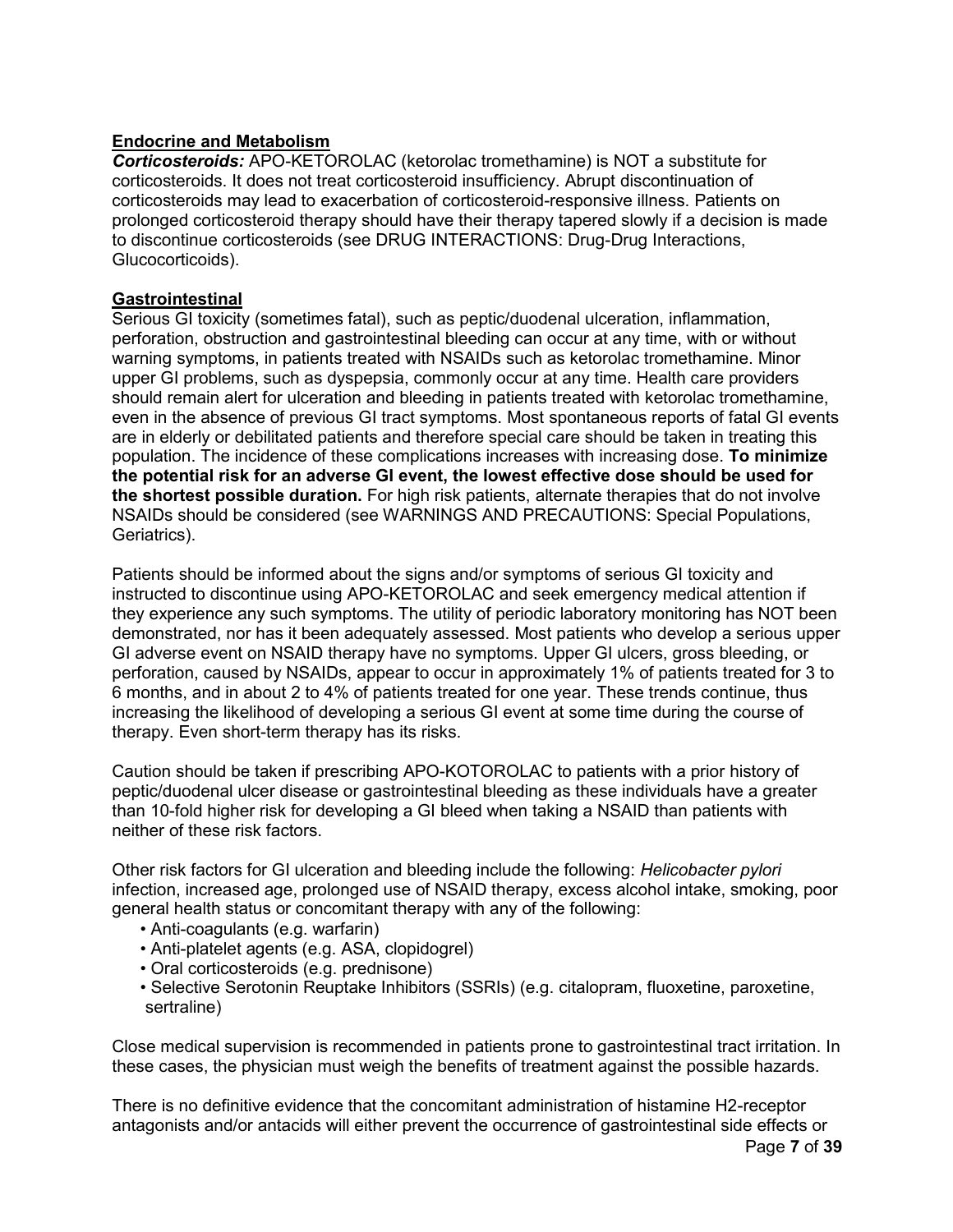### Endocrine and Metabolism

***Corticosteroids:*** APO-KETOROLAC (ketorolac tromethamine) is NOT a substitute for corticosteroids. It does not treat corticosteroid insufficiency. Abrupt discontinuation of corticosteroids may lead to exacerbation of corticosteroid-responsive illness. Patients on prolonged corticosteroid therapy should have their therapy tapered slowly if a decision is made to discontinue corticosteroids (see DRUG INTERACTIONS: Drug-Drug Interactions, Glucocorticoids).

### Gastrointestinal

Serious GI toxicity (sometimes fatal), such as peptic/duodenal ulceration, inflammation, perforation, obstruction and gastrointestinal bleeding can occur at any time, with or without warning symptoms, in patients treated with NSAIDs such as ketorolac tromethamine. Minor upper GI problems, such as dyspepsia, commonly occur at any time. Health care providers should remain alert for ulceration and bleeding in patients treated with ketorolac tromethamine, even in the absence of previous GI tract symptoms. Most spontaneous reports of fatal GI events are in elderly or debilitated patients and therefore special care should be taken in treating this population. The incidence of these complications increases with increasing dose. **To minimize the potential risk for an adverse GI event, the lowest effective dose should be used for the shortest possible duration.** For high risk patients, alternate therapies that do not involve NSAIDs should be considered (see WARNINGS AND PRECAUTIONS: Special Populations, Geriatrics).

Patients should be informed about the signs and/or symptoms of serious GI toxicity and instructed to discontinue using APO-KETOROLAC and seek emergency medical attention if they experience any such symptoms. The utility of periodic laboratory monitoring has NOT been demonstrated, nor has it been adequately assessed. Most patients who develop a serious upper GI adverse event on NSAID therapy have no symptoms. Upper GI ulcers, gross bleeding, or perforation, caused by NSAIDs, appear to occur in approximately 1% of patients treated for 3 to 6 months, and in about 2 to 4% of patients treated for one year. These trends continue, thus increasing the likelihood of developing a serious GI event at some time during the course of therapy. Even short-term therapy has its risks.

Caution should be taken if prescribing APO-KOTOROLAC to patients with a prior history of peptic/duodenal ulcer disease or gastrointestinal bleeding as these individuals have a greater than 10-fold higher risk for developing a GI bleed when taking a NSAID than patients with neither of these risk factors.

Other risk factors for GI ulceration and bleeding include the following: *Helicobacter pylori* infection, increased age, prolonged use of NSAID therapy, excess alcohol intake, smoking, poor general health status or concomitant therapy with any of the following:

- Anti-coagulants (e.g. warfarin)
- Anti-platelet agents (e.g. ASA, clopidogrel)
- Oral corticosteroids (e.g. prednisone)
- Selective Serotonin Reuptake Inhibitors (SSRIs) (e.g. citalopram, fluoxetine, paroxetine, sertraline)

Close medical supervision is recommended in patients prone to gastrointestinal tract irritation. In these cases, the physician must weigh the benefits of treatment against the possible hazards.

There is no definitive evidence that the concomitant administration of histamine H2-receptor antagonists and/or antacids will either prevent the occurrence of gastrointestinal side effects or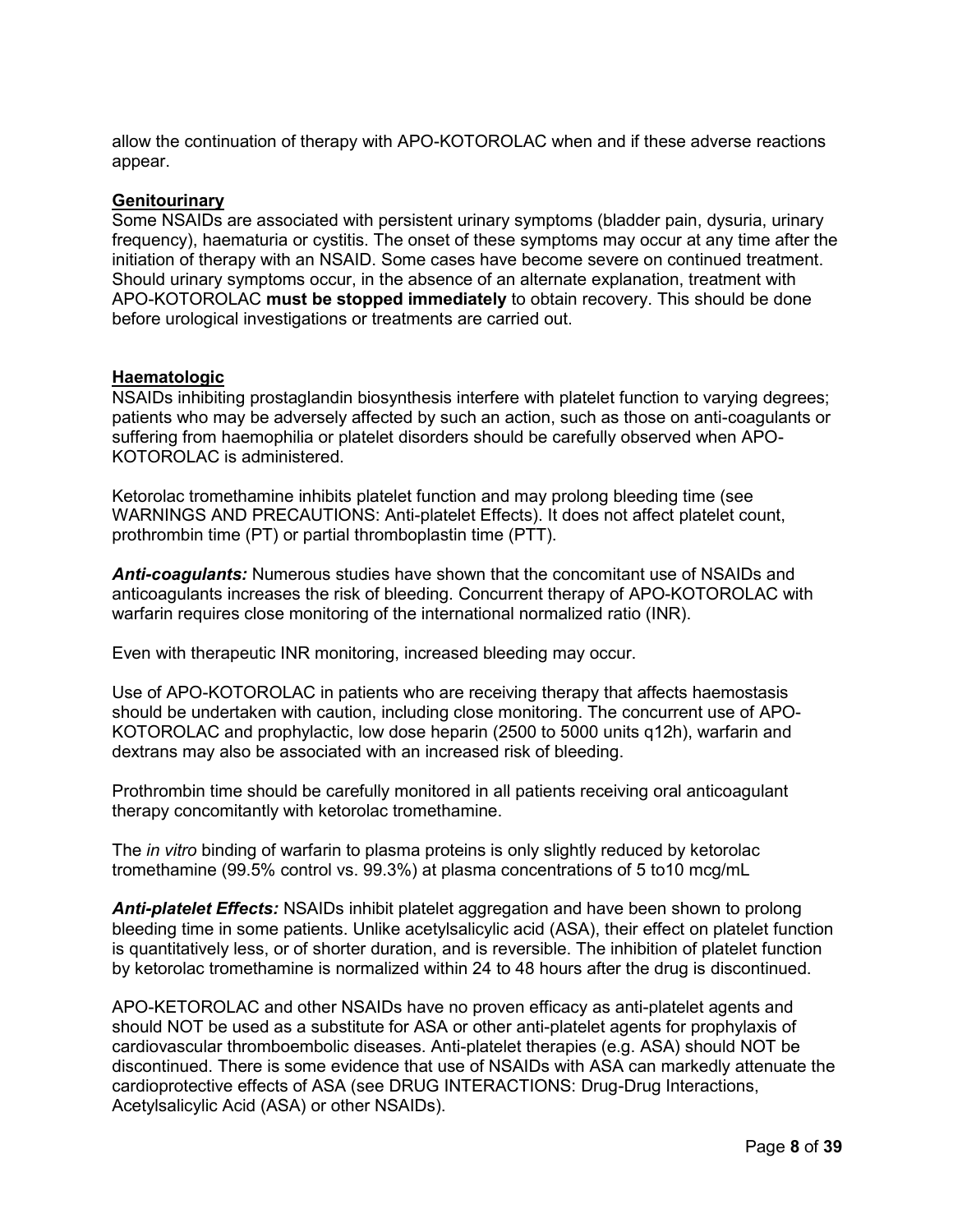allow the continuation of therapy with APO-KOTOROLAC when and if these adverse reactions appear.

## Genitourinary

Some NSAIDs are associated with persistent urinary symptoms (bladder pain, dysuria, urinary frequency), haematuria or cystitis. The onset of these symptoms may occur at any time after the initiation of therapy with an NSAID. Some cases have become severe on continued treatment. Should urinary symptoms occur, in the absence of an alternate explanation, treatment with APO-KOTOROLAC **must be stopped immediately** to obtain recovery. This should be done before urological investigations or treatments are carried out.

## Haematologic

NSAIDs inhibiting prostaglandin biosynthesis interfere with platelet function to varying degrees; patients who may be adversely affected by such an action, such as those on anti-coagulants or suffering from haemophilia or platelet disorders should be carefully observed when APO-KOTOROLAC is administered.

Ketorolac tromethamine inhibits platelet function and may prolong bleeding time (see WARNINGS AND PRECAUTIONS: Anti-platelet Effects). It does not affect platelet count, prothrombin time (PT) or partial thromboplastin time (PTT).

***Anti-coagulants:*** Numerous studies have shown that the concomitant use of NSAIDs and anticoagulants increases the risk of bleeding. Concurrent therapy of APO-KOTOROLAC with warfarin requires close monitoring of the international normalized ratio (INR).

Even with therapeutic INR monitoring, increased bleeding may occur.

Use of APO-KOTOROLAC in patients who are receiving therapy that affects haemostasis should be undertaken with caution, including close monitoring. The concurrent use of APO-KOTOROLAC and prophylactic, low dose heparin (2500 to 5000 units q12h), warfarin and dextrans may also be associated with an increased risk of bleeding.

Prothrombin time should be carefully monitored in all patients receiving oral anticoagulant therapy concomitantly with ketorolac tromethamine.

The *in vitro* binding of warfarin to plasma proteins is only slightly reduced by ketorolac tromethamine (99.5% control vs. 99.3%) at plasma concentrations of 5 to10 mcg/mL

***Anti-platelet Effects:*** NSAIDs inhibit platelet aggregation and have been shown to prolong bleeding time in some patients. Unlike acetylsalicylic acid (ASA), their effect on platelet function is quantitatively less, or of shorter duration, and is reversible. The inhibition of platelet function by ketorolac tromethamine is normalized within 24 to 48 hours after the drug is discontinued.

APO-KETOROLAC and other NSAIDs have no proven efficacy as anti-platelet agents and should NOT be used as a substitute for ASA or other anti-platelet agents for prophylaxis of cardiovascular thromboembolic diseases. Anti-platelet therapies (e.g. ASA) should NOT be discontinued. There is some evidence that use of NSAIDs with ASA can markedly attenuate the cardioprotective effects of ASA (see DRUG INTERACTIONS: Drug-Drug Interactions, Acetylsalicylic Acid (ASA) or other NSAIDs).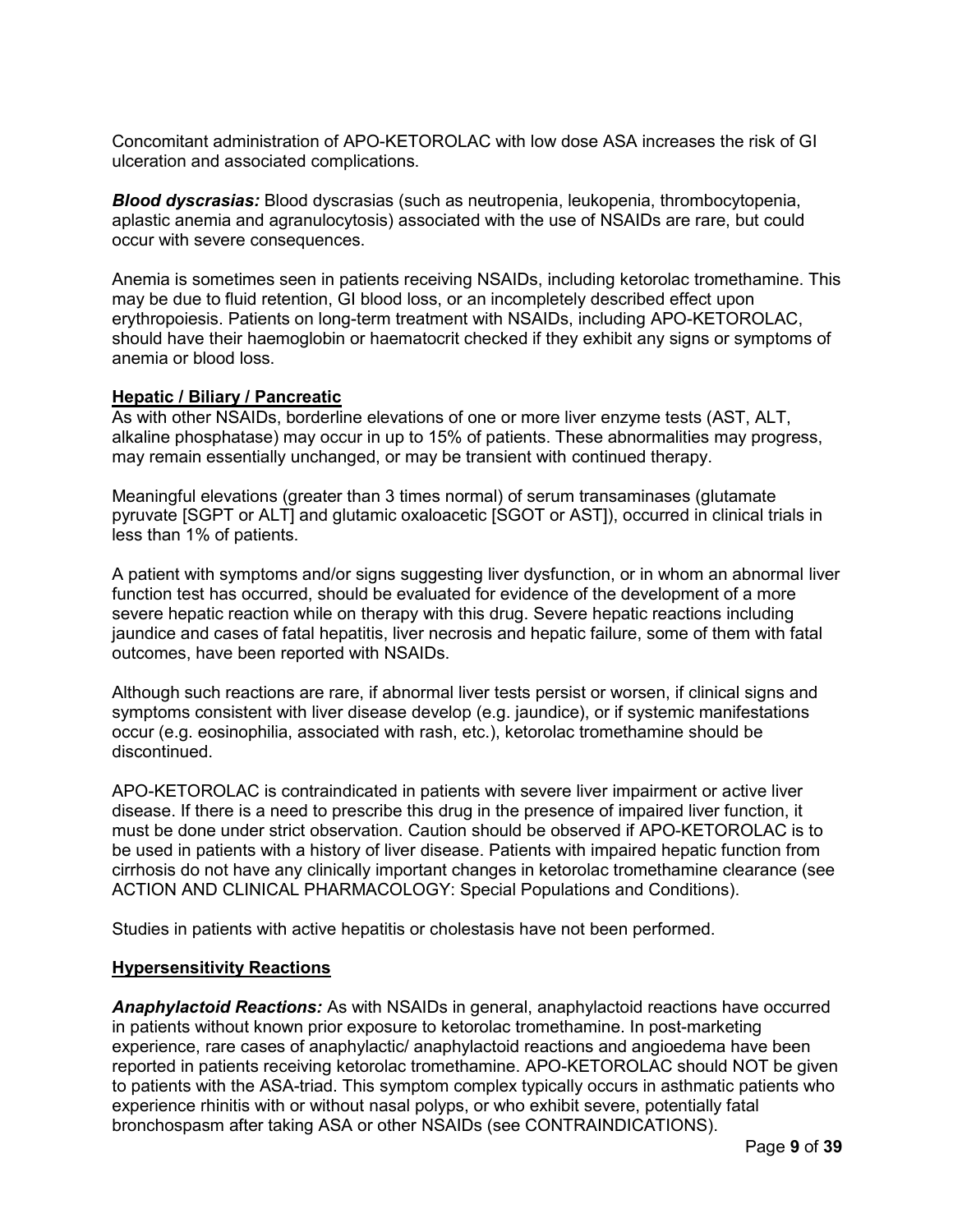Concomitant administration of APO-KETOROLAC with low dose ASA increases the risk of GI ulceration and associated complications.

***Blood dyscrasias:*** Blood dyscrasias (such as neutropenia, leukopenia, thrombocytopenia, aplastic anemia and agranulocytosis) associated with the use of NSAIDs are rare, but could occur with severe consequences.

Anemia is sometimes seen in patients receiving NSAIDs, including ketorolac tromethamine. This may be due to fluid retention, GI blood loss, or an incompletely described effect upon erythropoiesis. Patients on long-term treatment with NSAIDs, including APO-KETOROLAC, should have their haemoglobin or haematocrit checked if they exhibit any signs or symptoms of anemia or blood loss.

**Hepatic / Biliary / Pancreatic**

As with other NSAIDs, borderline elevations of one or more liver enzyme tests (AST, ALT, alkaline phosphatase) may occur in up to 15% of patients. These abnormalities may progress, may remain essentially unchanged, or may be transient with continued therapy.

Meaningful elevations (greater than 3 times normal) of serum transaminases (glutamate pyruvate [SGPT or ALT] and glutamic oxaloacetic [SGOT or AST]), occurred in clinical trials in less than 1% of patients.

A patient with symptoms and/or signs suggesting liver dysfunction, or in whom an abnormal liver function test has occurred, should be evaluated for evidence of the development of a more severe hepatic reaction while on therapy with this drug. Severe hepatic reactions including jaundice and cases of fatal hepatitis, liver necrosis and hepatic failure, some of them with fatal outcomes, have been reported with NSAIDs.

Although such reactions are rare, if abnormal liver tests persist or worsen, if clinical signs and symptoms consistent with liver disease develop (e.g. jaundice), or if systemic manifestations occur (e.g. eosinophilia, associated with rash, etc.), ketorolac tromethamine should be discontinued.

APO-KETOROLAC is contraindicated in patients with severe liver impairment or active liver disease. If there is a need to prescribe this drug in the presence of impaired liver function, it must be done under strict observation. Caution should be observed if APO-KETOROLAC is to be used in patients with a history of liver disease. Patients with impaired hepatic function from cirrhosis do not have any clinically important changes in ketorolac tromethamine clearance (see ACTION AND CLINICAL PHARMACOLOGY: Special Populations and Conditions).

Studies in patients with active hepatitis or cholestasis have not been performed.

**Hypersensitivity Reactions**

***Anaphylactoid Reactions:*** As with NSAIDs in general, anaphylactoid reactions have occurred in patients without known prior exposure to ketorolac tromethamine. In post-marketing experience, rare cases of anaphylactic/ anaphylactoid reactions and angioedema have been reported in patients receiving ketorolac tromethamine. APO-KETOROLAC should NOT be given to patients with the ASA-triad. This symptom complex typically occurs in asthmatic patients who experience rhinitis with or without nasal polyps, or who exhibit severe, potentially fatal bronchospasm after taking ASA or other NSAIDs (see CONTRAINDICATIONS).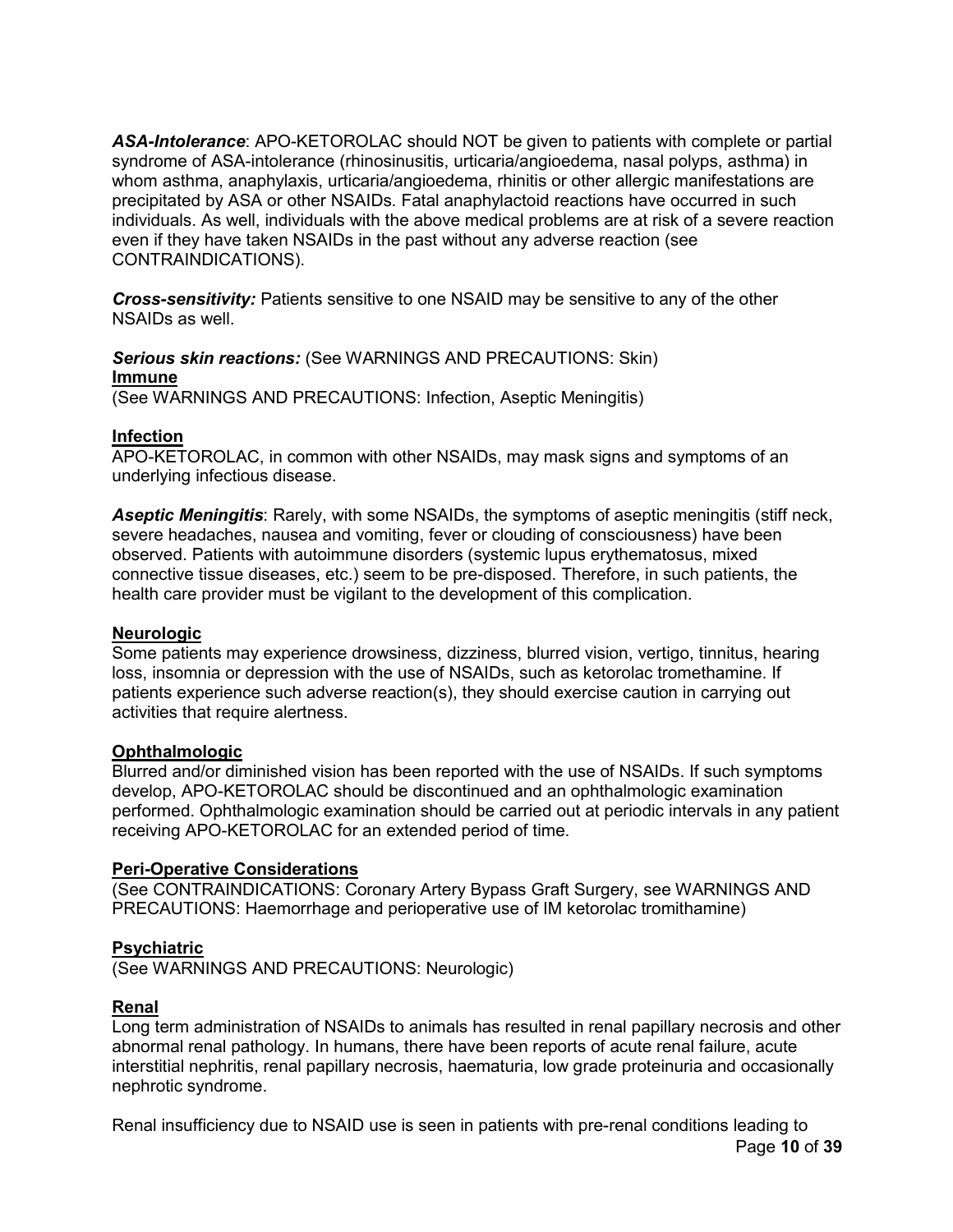***ASA-Intolerance***: APO-KETOROLAC should NOT be given to patients with complete or partial syndrome of ASA-intolerance (rhinosinusitis, urticaria/angioedema, nasal polyps, asthma) in whom asthma, anaphylaxis, urticaria/angioedema, rhinitis or other allergic manifestations are precipitated by ASA or other NSAIDs. Fatal anaphylactoid reactions have occurred in such individuals. As well, individuals with the above medical problems are at risk of a severe reaction even if they have taken NSAIDs in the past without any adverse reaction (see CONTRAINDICATIONS).

***Cross-sensitivity:*** Patients sensitive to one NSAID may be sensitive to any of the other NSAIDs as well.

***Serious skin reactions:*** (See WARNINGS AND PRECAUTIONS: Skin)

**Immune**

(See WARNINGS AND PRECAUTIONS: Infection, Aseptic Meningitis)

**Infection**

APO-KETOROLAC, in common with other NSAIDs, may mask signs and symptoms of an underlying infectious disease.

***Aseptic Meningitis***: Rarely, with some NSAIDs, the symptoms of aseptic meningitis (stiff neck, severe headaches, nausea and vomiting, fever or clouding of consciousness) have been observed. Patients with autoimmune disorders (systemic lupus erythematosus, mixed connective tissue diseases, etc.) seem to be pre-disposed. Therefore, in such patients, the health care provider must be vigilant to the development of this complication.

**Neurologic**

Some patients may experience drowsiness, dizziness, blurred vision, vertigo, tinnitus, hearing loss, insomnia or depression with the use of NSAIDs, such as ketorolac tromethamine. If patients experience such adverse reaction(s), they should exercise caution in carrying out activities that require alertness.

**Ophthalmologic**

Blurred and/or diminished vision has been reported with the use of NSAIDs. If such symptoms develop, APO-KETOROLAC should be discontinued and an ophthalmologic examination performed. Ophthalmologic examination should be carried out at periodic intervals in any patient receiving APO-KETOROLAC for an extended period of time.

**Peri-Operative Considerations**

(See CONTRAINDICATIONS: Coronary Artery Bypass Graft Surgery, see WARNINGS AND PRECAUTIONS: Haemorrhage and perioperative use of IM ketorolac tromithamine)

**Psychiatric**

(See WARNINGS AND PRECAUTIONS: Neurologic)

**Renal**

Long term administration of NSAIDs to animals has resulted in renal papillary necrosis and other abnormal renal pathology. In humans, there have been reports of acute renal failure, acute interstitial nephritis, renal papillary necrosis, haematuria, low grade proteinuria and occasionally nephrotic syndrome.

Renal insufficiency due to NSAID use is seen in patients with pre-renal conditions leading to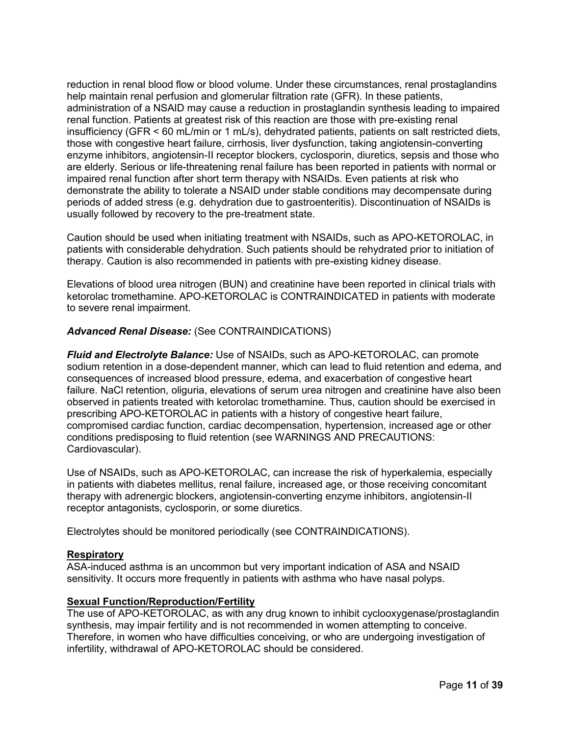reduction in renal blood flow or blood volume. Under these circumstances, renal prostaglandins help maintain renal perfusion and glomerular filtration rate (GFR). In these patients, administration of a NSAID may cause a reduction in prostaglandin synthesis leading to impaired renal function. Patients at greatest risk of this reaction are those with pre-existing renal insufficiency (GFR < 60 mL/min or 1 mL/s), dehydrated patients, patients on salt restricted diets, those with congestive heart failure, cirrhosis, liver dysfunction, taking angiotensin-converting enzyme inhibitors, angiotensin-II receptor blockers, cyclosporin, diuretics, sepsis and those who are elderly. Serious or life-threatening renal failure has been reported in patients with normal or impaired renal function after short term therapy with NSAIDs. Even patients at risk who demonstrate the ability to tolerate a NSAID under stable conditions may decompensate during periods of added stress (e.g. dehydration due to gastroenteritis). Discontinuation of NSAIDs is usually followed by recovery to the pre-treatment state.

Caution should be used when initiating treatment with NSAIDs, such as APO-KETOROLAC, in patients with considerable dehydration. Such patients should be rehydrated prior to initiation of therapy. Caution is also recommended in patients with pre-existing kidney disease.

Elevations of blood urea nitrogen (BUN) and creatinine have been reported in clinical trials with ketorolac tromethamine. APO-KETOROLAC is CONTRAINDICATED in patients with moderate to severe renal impairment.

***Advanced Renal Disease:*** (See CONTRAINDICATIONS)

***Fluid and Electrolyte Balance:*** Use of NSAIDs, such as APO-KETOROLAC, can promote sodium retention in a dose-dependent manner, which can lead to fluid retention and edema, and consequences of increased blood pressure, edema, and exacerbation of congestive heart failure. NaCl retention, oliguria, elevations of serum urea nitrogen and creatinine have also been observed in patients treated with ketorolac tromethamine. Thus, caution should be exercised in prescribing APO-KETOROLAC in patients with a history of congestive heart failure, compromised cardiac function, cardiac decompensation, hypertension, increased age or other conditions predisposing to fluid retention (see WARNINGS AND PRECAUTIONS: Cardiovascular).

Use of NSAIDs, such as APO-KETOROLAC, can increase the risk of hyperkalemia, especially in patients with diabetes mellitus, renal failure, increased age, or those receiving concomitant therapy with adrenergic blockers, angiotensin-converting enzyme inhibitors, angiotensin-II receptor antagonists, cyclosporin, or some diuretics.

Electrolytes should be monitored periodically (see CONTRAINDICATIONS).

**Respiratory**

ASA-induced asthma is an uncommon but very important indication of ASA and NSAID sensitivity. It occurs more frequently in patients with asthma who have nasal polyps.

**Sexual Function/Reproduction/Fertility**

The use of APO-KETOROLAC, as with any drug known to inhibit cyclooxygenase/prostaglandin synthesis, may impair fertility and is not recommended in women attempting to conceive. Therefore, in women who have difficulties conceiving, or who are undergoing investigation of infertility, withdrawal of APO-KETOROLAC should be considered.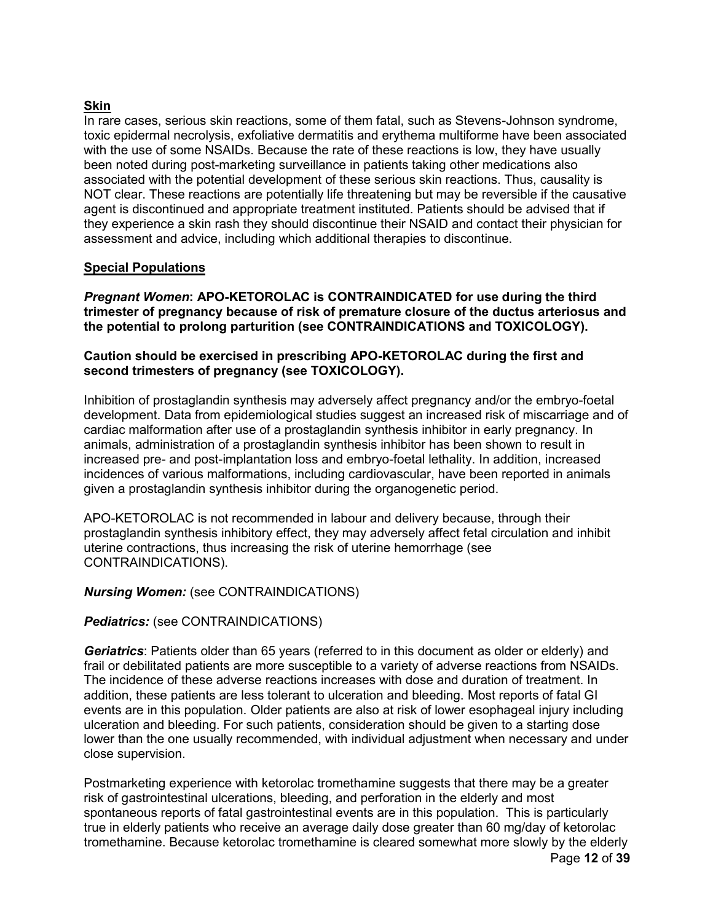**Skin**

In rare cases, serious skin reactions, some of them fatal, such as Stevens-Johnson syndrome, toxic epidermal necrolysis, exfoliative dermatitis and erythema multiforme have been associated with the use of some NSAIDs. Because the rate of these reactions is low, they have usually been noted during post-marketing surveillance in patients taking other medications also associated with the potential development of these serious skin reactions. Thus, causality is NOT clear. These reactions are potentially life threatening but may be reversible if the causative agent is discontinued and appropriate treatment instituted. Patients should be advised that if they experience a skin rash they should discontinue their NSAID and contact their physician for assessment and advice, including which additional therapies to discontinue.

**Special Populations**

***Pregnant Women*: APO-KETOROLAC is CONTRAINDICATED for use during the third trimester of pregnancy because of risk of premature closure of the ductus arteriosus and the potential to prolong parturition (see CONTRAINDICATIONS and TOXICOLOGY).**

**Caution should be exercised in prescribing APO-KETOROLAC during the first and second trimesters of pregnancy (see TOXICOLOGY).**

Inhibition of prostaglandin synthesis may adversely affect pregnancy and/or the embryo-foetal development. Data from epidemiological studies suggest an increased risk of miscarriage and of cardiac malformation after use of a prostaglandin synthesis inhibitor in early pregnancy. In animals, administration of a prostaglandin synthesis inhibitor has been shown to result in increased pre- and post-implantation loss and embryo-foetal lethality. In addition, increased incidences of various malformations, including cardiovascular, have been reported in animals given a prostaglandin synthesis inhibitor during the organogenetic period.

APO-KETOROLAC is not recommended in labour and delivery because, through their prostaglandin synthesis inhibitory effect, they may adversely affect fetal circulation and inhibit uterine contractions, thus increasing the risk of uterine hemorrhage (see CONTRAINDICATIONS).

***Nursing Women:*** (see CONTRAINDICATIONS)

***Pediatrics:*** (see CONTRAINDICATIONS)

***Geriatrics***: Patients older than 65 years (referred to in this document as older or elderly) and frail or debilitated patients are more susceptible to a variety of adverse reactions from NSAIDs. The incidence of these adverse reactions increases with dose and duration of treatment. In addition, these patients are less tolerant to ulceration and bleeding. Most reports of fatal GI events are in this population. Older patients are also at risk of lower esophageal injury including ulceration and bleeding. For such patients, consideration should be given to a starting dose lower than the one usually recommended, with individual adjustment when necessary and under close supervision.

Postmarketing experience with ketorolac tromethamine suggests that there may be a greater risk of gastrointestinal ulcerations, bleeding, and perforation in the elderly and most spontaneous reports of fatal gastrointestinal events are in this population. This is particularly true in elderly patients who receive an average daily dose greater than 60 mg/day of ketorolac tromethamine. Because ketorolac tromethamine is cleared somewhat more slowly by the elderly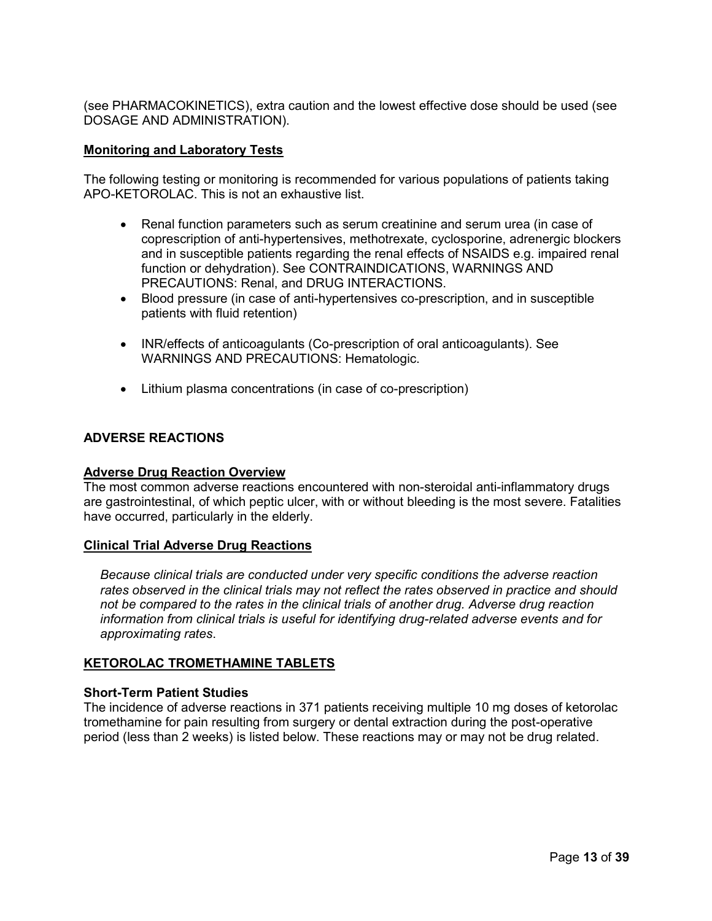(see PHARMACOKINETICS), extra caution and the lowest effective dose should be used (see DOSAGE AND ADMINISTRATION).

**Monitoring and Laboratory Tests**

The following testing or monitoring is recommended for various populations of patients taking APO-KETOROLAC. This is not an exhaustive list.

- Renal function parameters such as serum creatinine and serum urea (in case of coprescription of anti-hypertensives, methotrexate, cyclosporine, adrenergic blockers and in susceptible patients regarding the renal effects of NSAIDS e.g. impaired renal function or dehydration). See CONTRAINDICATIONS, WARNINGS AND PRECAUTIONS: Renal, and DRUG INTERACTIONS.
- Blood pressure (in case of anti-hypertensives co-prescription, and in susceptible patients with fluid retention)
- INR/effects of anticoagulants (Co-prescription of oral anticoagulants). See WARNINGS AND PRECAUTIONS: Hematologic.
- Lithium plasma concentrations (in case of co-prescription)

## ADVERSE REACTIONS

**Adverse Drug Reaction Overview**

The most common adverse reactions encountered with non-steroidal anti-inflammatory drugs are gastrointestinal, of which peptic ulcer, with or without bleeding is the most severe. Fatalities have occurred, particularly in the elderly.

**Clinical Trial Adverse Drug Reactions**

*Because clinical trials are conducted under very specific conditions the adverse reaction rates observed in the clinical trials may not reflect the rates observed in practice and should not be compared to the rates in the clinical trials of another drug. Adverse drug reaction information from clinical trials is useful for identifying drug-related adverse events and for approximating rates*.

**KETOROLAC TROMETHAMINE TABLETS**

**Short-Term Patient Studies**

The incidence of adverse reactions in 371 patients receiving multiple 10 mg doses of ketorolac tromethamine for pain resulting from surgery or dental extraction during the post-operative period (less than 2 weeks) is listed below. These reactions may or may not be drug related.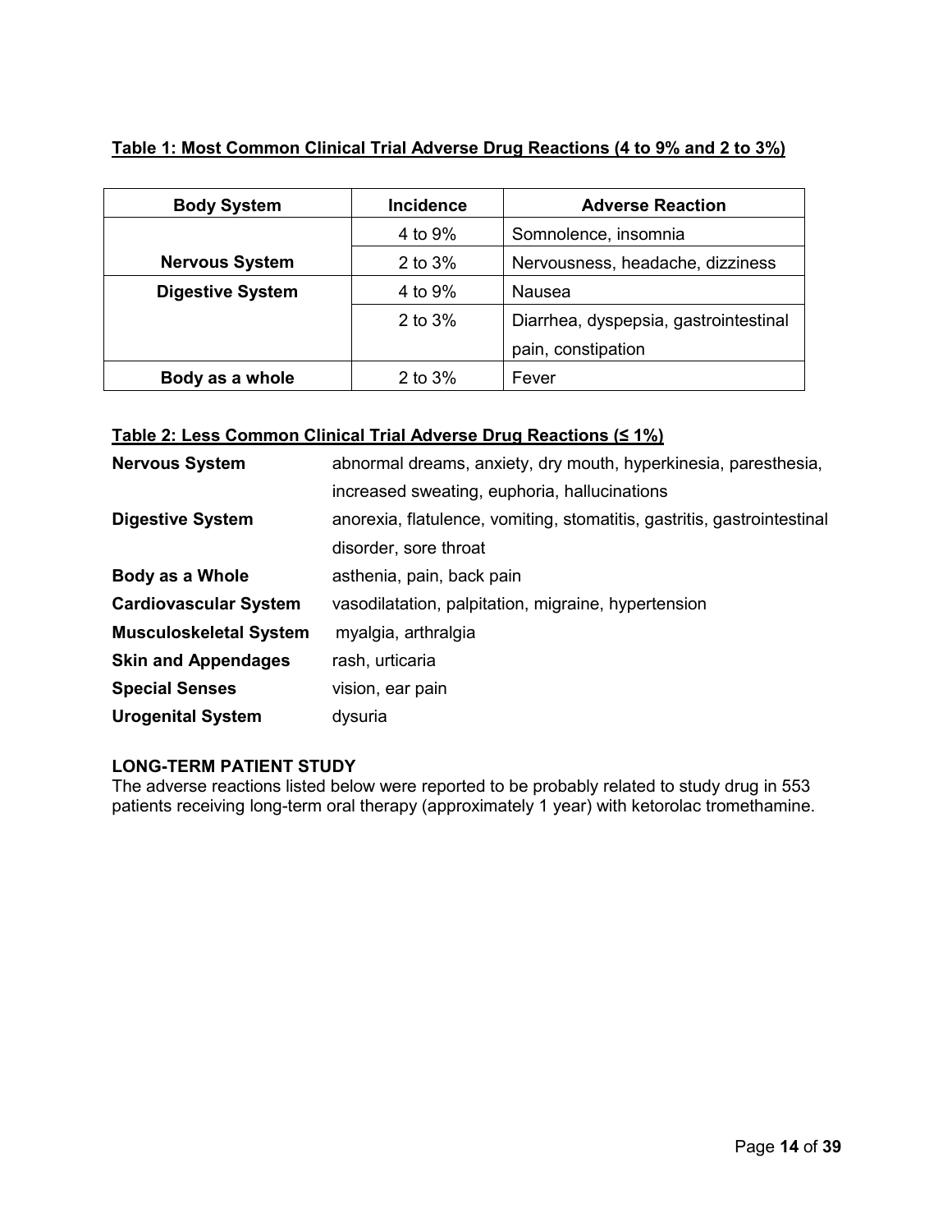**Table 1: Most Common Clinical Trial Adverse Drug Reactions (4 to 9% and 2 to 3%)**

| Body System | Incidence | Adverse Reaction |
|---|---|---|
| Nervous System | 4 to 9% | Somnolence, insomnia |
| | 2 to 3% | Nervousness, headache, dizziness |
| Digestive System | 4 to 9% | Nausea |
| | 2 to 3% | Diarrhea, dyspepsia, gastrointestinal pain, constipation |
| Body as a whole | 2 to 3% | Fever |

**Table 2: Less Common Clinical Trial Adverse Drug Reactions (≤ 1%)**

| | |
|---|---|
| **Nervous System** | abnormal dreams, anxiety, dry mouth, hyperkinesia, paresthesia, increased sweating, euphoria, hallucinations |
| **Digestive System** | anorexia, flatulence, vomiting, stomatitis, gastritis, gastrointestinal disorder, sore throat |
| **Body as a Whole** | asthenia, pain, back pain |
| **Cardiovascular System** | vasodilatation, palpitation, migraine, hypertension |
| **Musculoskeletal System** | myalgia, arthralgia |
| **Skin and Appendages** | rash, urticaria |
| **Special Senses** | vision, ear pain |
| **Urogenital System** | dysuria |

**LONG-TERM PATIENT STUDY**

The adverse reactions listed below were reported to be probably related to study drug in 553 patients receiving long-term oral therapy (approximately 1 year) with ketorolac tromethamine.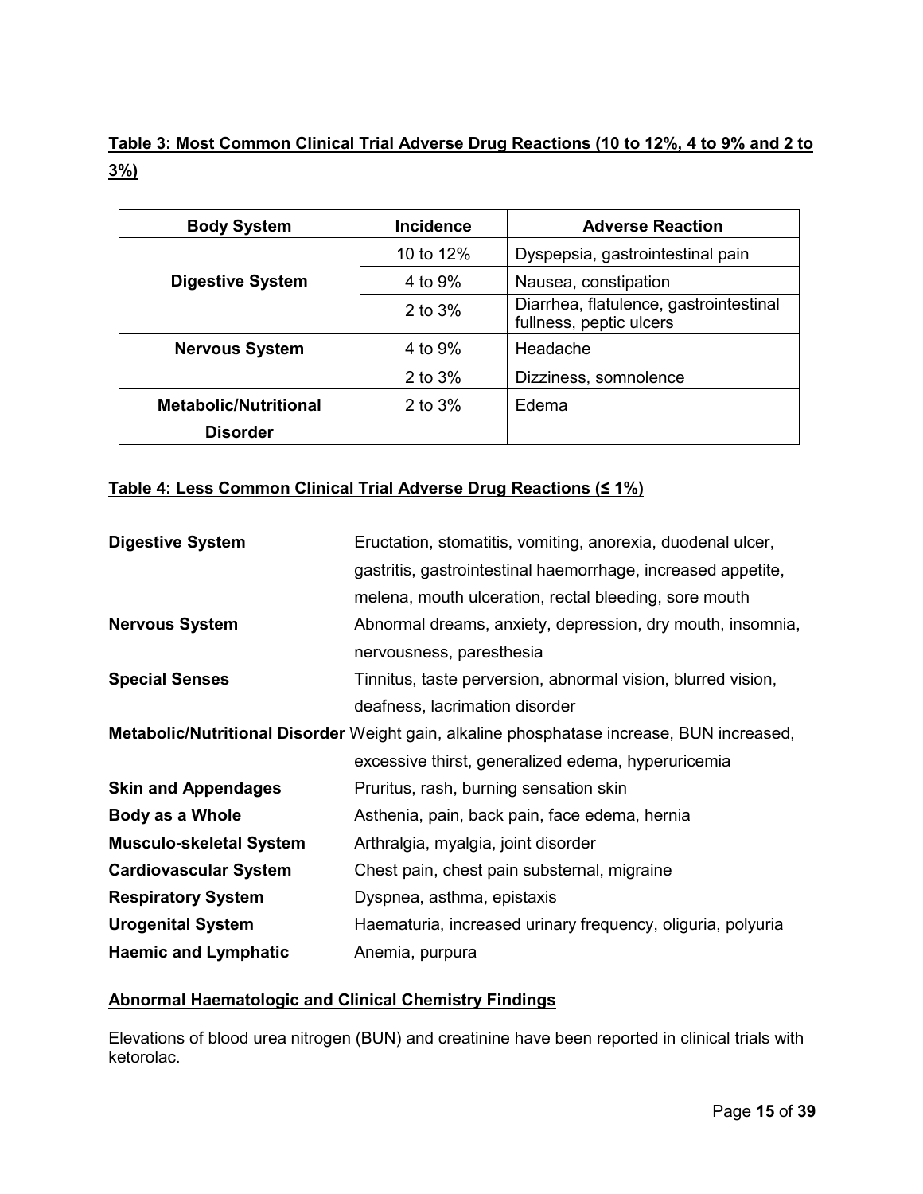**Table 3: Most Common Clinical Trial Adverse Drug Reactions (10 to 12%, 4 to 9% and 2 to 3%)**

| Body System | Incidence | Adverse Reaction |
|---|---|---|
| **Digestive System** | 10 to 12% | Dyspepsia, gastrointestinal pain |
| | 4 to 9% | Nausea, constipation |
| | 2 to 3% | Diarrhea, flatulence, gastrointestinal fullness, peptic ulcers |
| **Nervous System** | 4 to 9% | Headache |
| | 2 to 3% | Dizziness, somnolence |
| **Metabolic/Nutritional Disorder** | 2 to 3% | Edema |

**Table 4: Less Common Clinical Trial Adverse Drug Reactions (≤ 1%)**

| | |
|---|---|
| **Digestive System** | Eructation, stomatitis, vomiting, anorexia, duodenal ulcer, gastritis, gastrointestinal haemorrhage, increased appetite, melena, mouth ulceration, rectal bleeding, sore mouth |
| **Nervous System** | Abnormal dreams, anxiety, depression, dry mouth, insomnia, nervousness, paresthesia |
| **Special Senses** | Tinnitus, taste perversion, abnormal vision, blurred vision, deafness, lacrimation disorder |
| **Metabolic/Nutritional Disorder** | Weight gain, alkaline phosphatase increase, BUN increased, excessive thirst, generalized edema, hyperuricemia |
| **Skin and Appendages** | Pruritus, rash, burning sensation skin |
| **Body as a Whole** | Asthenia, pain, back pain, face edema, hernia |
| **Musculo-skeletal System** | Arthralgia, myalgia, joint disorder |
| **Cardiovascular System** | Chest pain, chest pain substernal, migraine |
| **Respiratory System** | Dyspnea, asthma, epistaxis |
| **Urogenital System** | Haematuria, increased urinary frequency, oliguria, polyuria |
| **Haemic and Lymphatic** | Anemia, purpura |

**Abnormal Haematologic and Clinical Chemistry Findings**

Elevations of blood urea nitrogen (BUN) and creatinine have been reported in clinical trials with ketorolac.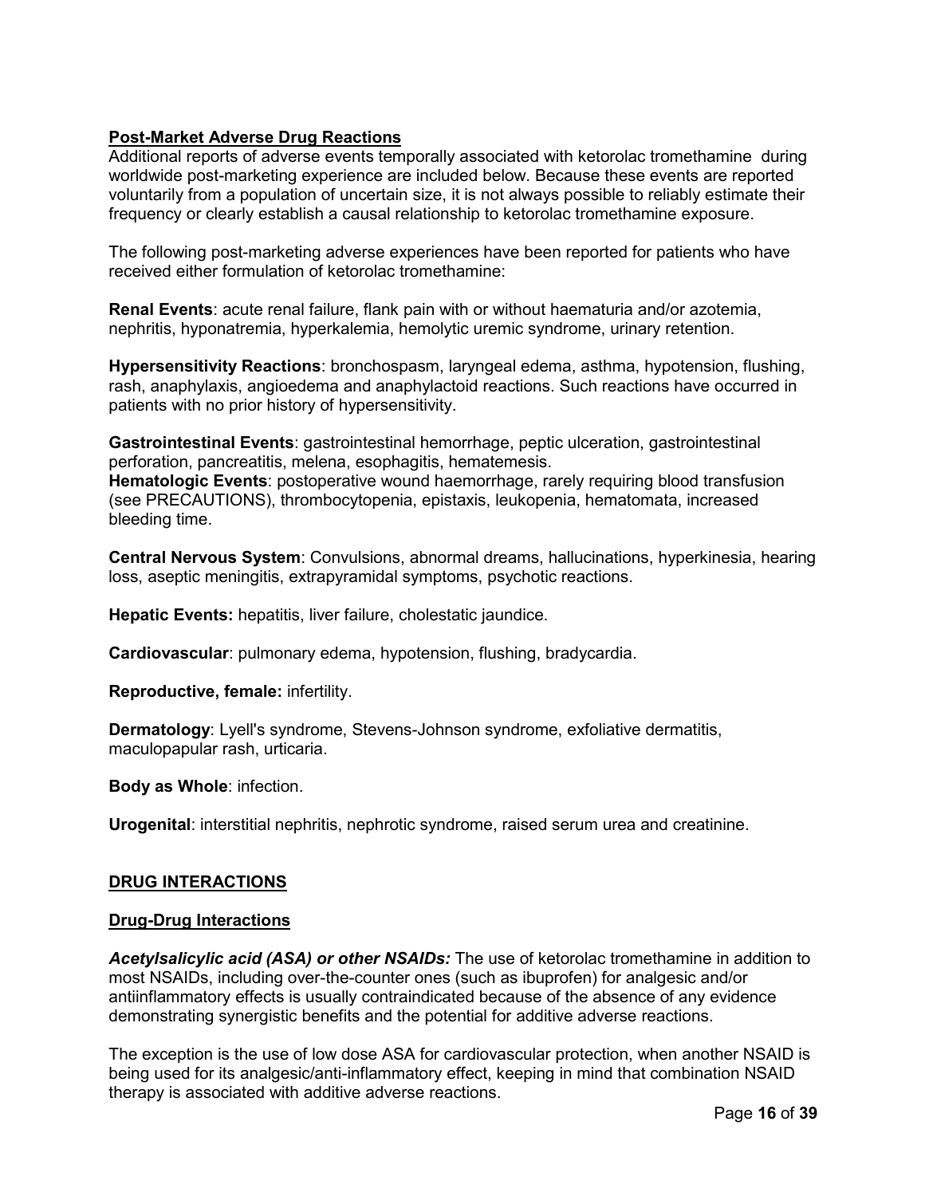**Post-Market Adverse Drug Reactions**

Additional reports of adverse events temporally associated with ketorolac tromethamine during worldwide post-marketing experience are included below. Because these events are reported voluntarily from a population of uncertain size, it is not always possible to reliably estimate their frequency or clearly establish a causal relationship to ketorolac tromethamine exposure.

The following post-marketing adverse experiences have been reported for patients who have received either formulation of ketorolac tromethamine:

**Renal Events**: acute renal failure, flank pain with or without haematuria and/or azotemia, nephritis, hyponatremia, hyperkalemia, hemolytic uremic syndrome, urinary retention.

**Hypersensitivity Reactions**: bronchospasm, laryngeal edema, asthma, hypotension, flushing, rash, anaphylaxis, angioedema and anaphylactoid reactions. Such reactions have occurred in patients with no prior history of hypersensitivity.

**Gastrointestinal Events**: gastrointestinal hemorrhage, peptic ulceration, gastrointestinal perforation, pancreatitis, melena, esophagitis, hematemesis.

**Hematologic Events**: postoperative wound haemorrhage, rarely requiring blood transfusion (see PRECAUTIONS), thrombocytopenia, epistaxis, leukopenia, hematomata, increased bleeding time.

**Central Nervous System**: Convulsions, abnormal dreams, hallucinations, hyperkinesia, hearing loss, aseptic meningitis, extrapyramidal symptoms, psychotic reactions.

**Hepatic Events:** hepatitis, liver failure, cholestatic jaundice.

**Cardiovascular**: pulmonary edema, hypotension, flushing, bradycardia.

**Reproductive, female:** infertility.

**Dermatology**: Lyell's syndrome, Stevens-Johnson syndrome, exfoliative dermatitis, maculopapular rash, urticaria.

**Body as Whole**: infection.

**Urogenital**: interstitial nephritis, nephrotic syndrome, raised serum urea and creatinine.

## DRUG INTERACTIONS

### Drug-Drug Interactions

***Acetylsalicylic acid (ASA) or other NSAIDs:*** The use of ketorolac tromethamine in addition to most NSAIDs, including over-the-counter ones (such as ibuprofen) for analgesic and/or antiinflammatory effects is usually contraindicated because of the absence of any evidence demonstrating synergistic benefits and the potential for additive adverse reactions.

The exception is the use of low dose ASA for cardiovascular protection, when another NSAID is being used for its analgesic/anti-inflammatory effect, keeping in mind that combination NSAID therapy is associated with additive adverse reactions.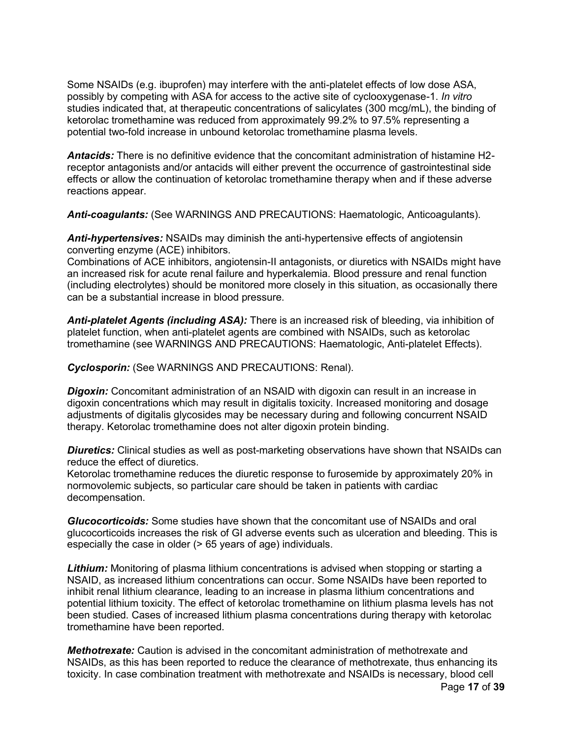Some NSAIDs (e.g. ibuprofen) may interfere with the anti-platelet effects of low dose ASA, possibly by competing with ASA for access to the active site of cyclooxygenase-1. *In vitro* studies indicated that, at therapeutic concentrations of salicylates (300 mcg/mL), the binding of ketorolac tromethamine was reduced from approximately 99.2% to 97.5% representing a potential two-fold increase in unbound ketorolac tromethamine plasma levels.

***Antacids:*** There is no definitive evidence that the concomitant administration of histamine H2-receptor antagonists and/or antacids will either prevent the occurrence of gastrointestinal side effects or allow the continuation of ketorolac tromethamine therapy when and if these adverse reactions appear.

***Anti-coagulants:*** (See WARNINGS AND PRECAUTIONS: Haematologic, Anticoagulants).

***Anti-hypertensives:*** NSAIDs may diminish the anti-hypertensive effects of angiotensin converting enzyme (ACE) inhibitors.
Combinations of ACE inhibitors, angiotensin-II antagonists, or diuretics with NSAIDs might have an increased risk for acute renal failure and hyperkalemia. Blood pressure and renal function (including electrolytes) should be monitored more closely in this situation, as occasionally there can be a substantial increase in blood pressure.

***Anti-platelet Agents (including ASA):*** There is an increased risk of bleeding, via inhibition of platelet function, when anti-platelet agents are combined with NSAIDs, such as ketorolac tromethamine (see WARNINGS AND PRECAUTIONS: Haematologic, Anti-platelet Effects).

***Cyclosporin:*** (See WARNINGS AND PRECAUTIONS: Renal).

***Digoxin:*** Concomitant administration of an NSAID with digoxin can result in an increase in digoxin concentrations which may result in digitalis toxicity. Increased monitoring and dosage adjustments of digitalis glycosides may be necessary during and following concurrent NSAID therapy. Ketorolac tromethamine does not alter digoxin protein binding.

***Diuretics:*** Clinical studies as well as post-marketing observations have shown that NSAIDs can reduce the effect of diuretics.
Ketorolac tromethamine reduces the diuretic response to furosemide by approximately 20% in normovolemic subjects, so particular care should be taken in patients with cardiac decompensation.

***Glucocorticoids:*** Some studies have shown that the concomitant use of NSAIDs and oral glucocorticoids increases the risk of GI adverse events such as ulceration and bleeding. This is especially the case in older (> 65 years of age) individuals.

***Lithium:*** Monitoring of plasma lithium concentrations is advised when stopping or starting a NSAID, as increased lithium concentrations can occur. Some NSAIDs have been reported to inhibit renal lithium clearance, leading to an increase in plasma lithium concentrations and potential lithium toxicity. The effect of ketorolac tromethamine on lithium plasma levels has not been studied. Cases of increased lithium plasma concentrations during therapy with ketorolac tromethamine have been reported.

***Methotrexate:*** Caution is advised in the concomitant administration of methotrexate and NSAIDs, as this has been reported to reduce the clearance of methotrexate, thus enhancing its toxicity. In case combination treatment with methotrexate and NSAIDs is necessary, blood cell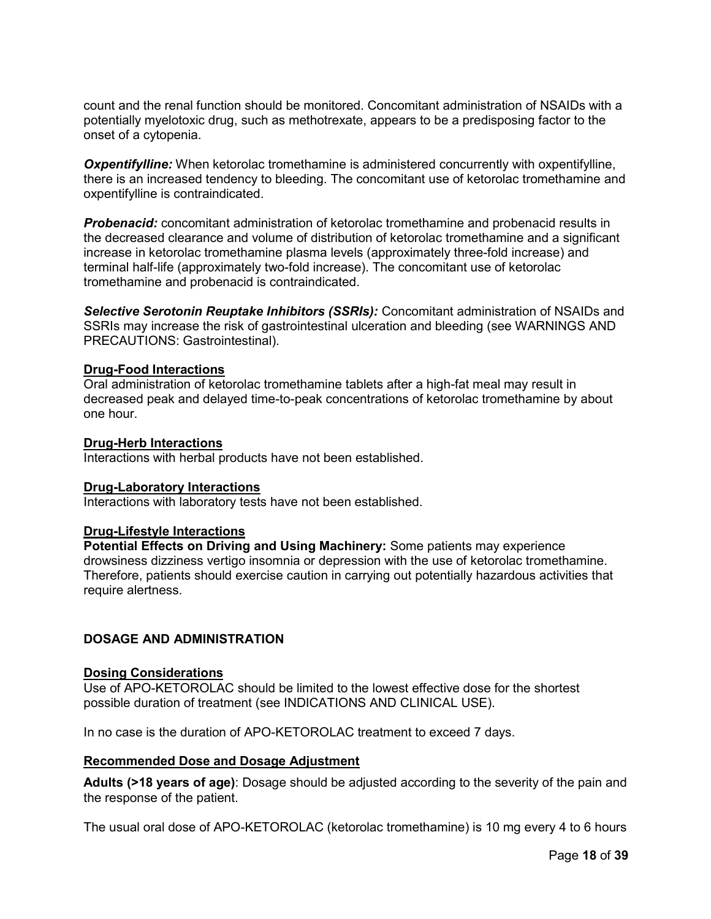count and the renal function should be monitored. Concomitant administration of NSAIDs with a potentially myelotoxic drug, such as methotrexate, appears to be a predisposing factor to the onset of a cytopenia.

***Oxpentifylline:*** When ketorolac tromethamine is administered concurrently with oxpentifylline, there is an increased tendency to bleeding. The concomitant use of ketorolac tromethamine and oxpentifylline is contraindicated.

***Probenacid:*** concomitant administration of ketorolac tromethamine and probenacid results in the decreased clearance and volume of distribution of ketorolac tromethamine and a significant increase in ketorolac tromethamine plasma levels (approximately three-fold increase) and terminal half-life (approximately two-fold increase). The concomitant use of ketorolac tromethamine and probenacid is contraindicated.

***Selective Serotonin Reuptake Inhibitors (SSRIs):*** Concomitant administration of NSAIDs and SSRIs may increase the risk of gastrointestinal ulceration and bleeding (see WARNINGS AND PRECAUTIONS: Gastrointestinal).

**Drug-Food Interactions**

Oral administration of ketorolac tromethamine tablets after a high-fat meal may result in decreased peak and delayed time-to-peak concentrations of ketorolac tromethamine by about one hour.

**Drug-Herb Interactions**

Interactions with herbal products have not been established.

**Drug-Laboratory Interactions**

Interactions with laboratory tests have not been established.

**Drug-Lifestyle Interactions**

**Potential Effects on Driving and Using Machinery:** Some patients may experience drowsiness dizziness vertigo insomnia or depression with the use of ketorolac tromethamine. Therefore, patients should exercise caution in carrying out potentially hazardous activities that require alertness.

## DOSAGE AND ADMINISTRATION

**Dosing Considerations**

Use of APO-KETOROLAC should be limited to the lowest effective dose for the shortest possible duration of treatment (see INDICATIONS AND CLINICAL USE).

In no case is the duration of APO-KETOROLAC treatment to exceed 7 days.

**Recommended Dose and Dosage Adjustment**

**Adults (>18 years of age)**: Dosage should be adjusted according to the severity of the pain and the response of the patient.

The usual oral dose of APO-KETOROLAC (ketorolac tromethamine) is 10 mg every 4 to 6 hours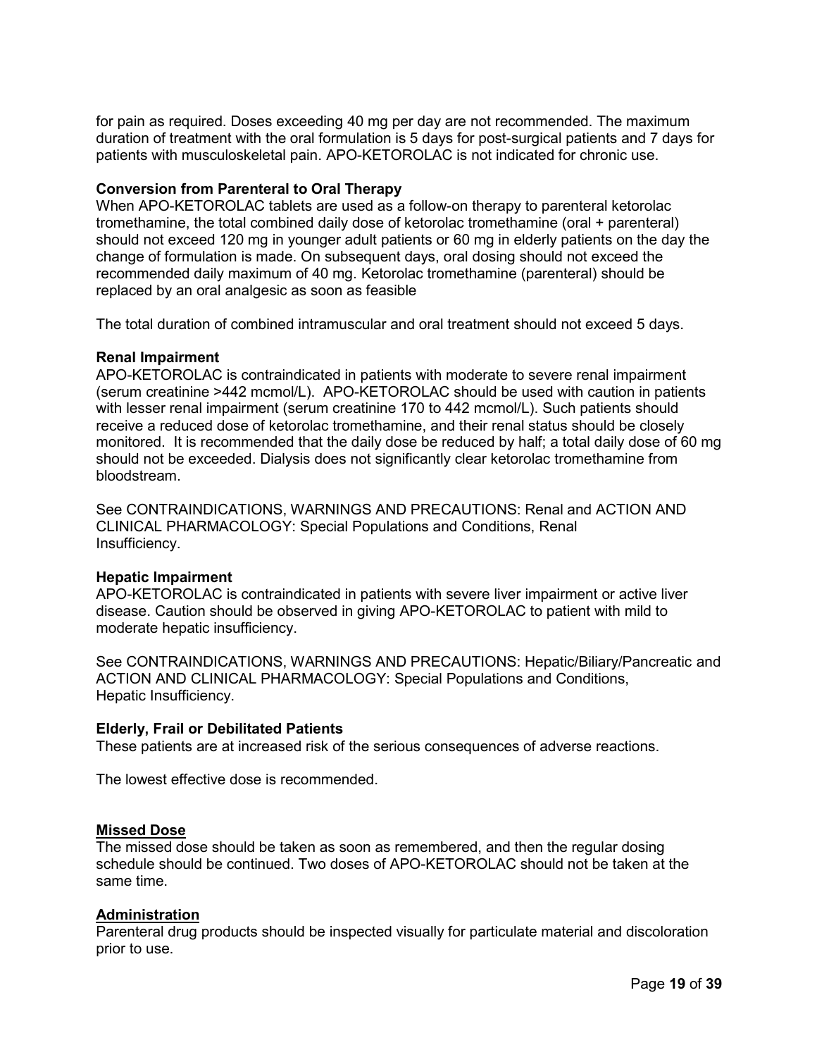for pain as required. Doses exceeding 40 mg per day are not recommended. The maximum duration of treatment with the oral formulation is 5 days for post-surgical patients and 7 days for patients with musculoskeletal pain. APO-KETOROLAC is not indicated for chronic use.

**Conversion from Parenteral to Oral Therapy**

When APO-KETOROLAC tablets are used as a follow-on therapy to parenteral ketorolac tromethamine, the total combined daily dose of ketorolac tromethamine (oral + parenteral) should not exceed 120 mg in younger adult patients or 60 mg in elderly patients on the day the change of formulation is made. On subsequent days, oral dosing should not exceed the recommended daily maximum of 40 mg. Ketorolac tromethamine (parenteral) should be replaced by an oral analgesic as soon as feasible

The total duration of combined intramuscular and oral treatment should not exceed 5 days.

**Renal Impairment**

APO-KETOROLAC is contraindicated in patients with moderate to severe renal impairment (serum creatinine >442 mcmol/L). APO-KETOROLAC should be used with caution in patients with lesser renal impairment (serum creatinine 170 to 442 mcmol/L). Such patients should receive a reduced dose of ketorolac tromethamine, and their renal status should be closely monitored. It is recommended that the daily dose be reduced by half; a total daily dose of 60 mg should not be exceeded. Dialysis does not significantly clear ketorolac tromethamine from bloodstream.

See CONTRAINDICATIONS, WARNINGS AND PRECAUTIONS: Renal and ACTION AND CLINICAL PHARMACOLOGY: Special Populations and Conditions, Renal Insufficiency.

**Hepatic Impairment**

APO-KETOROLAC is contraindicated in patients with severe liver impairment or active liver disease. Caution should be observed in giving APO-KETOROLAC to patient with mild to moderate hepatic insufficiency.

See CONTRAINDICATIONS, WARNINGS AND PRECAUTIONS: Hepatic/Biliary/Pancreatic and ACTION AND CLINICAL PHARMACOLOGY: Special Populations and Conditions, Hepatic Insufficiency.

**Elderly, Frail or Debilitated Patients**

These patients are at increased risk of the serious consequences of adverse reactions.

The lowest effective dose is recommended.

## Missed Dose

The missed dose should be taken as soon as remembered, and then the regular dosing schedule should be continued. Two doses of APO-KETOROLAC should not be taken at the same time.

## Administration

Parenteral drug products should be inspected visually for particulate material and discoloration prior to use.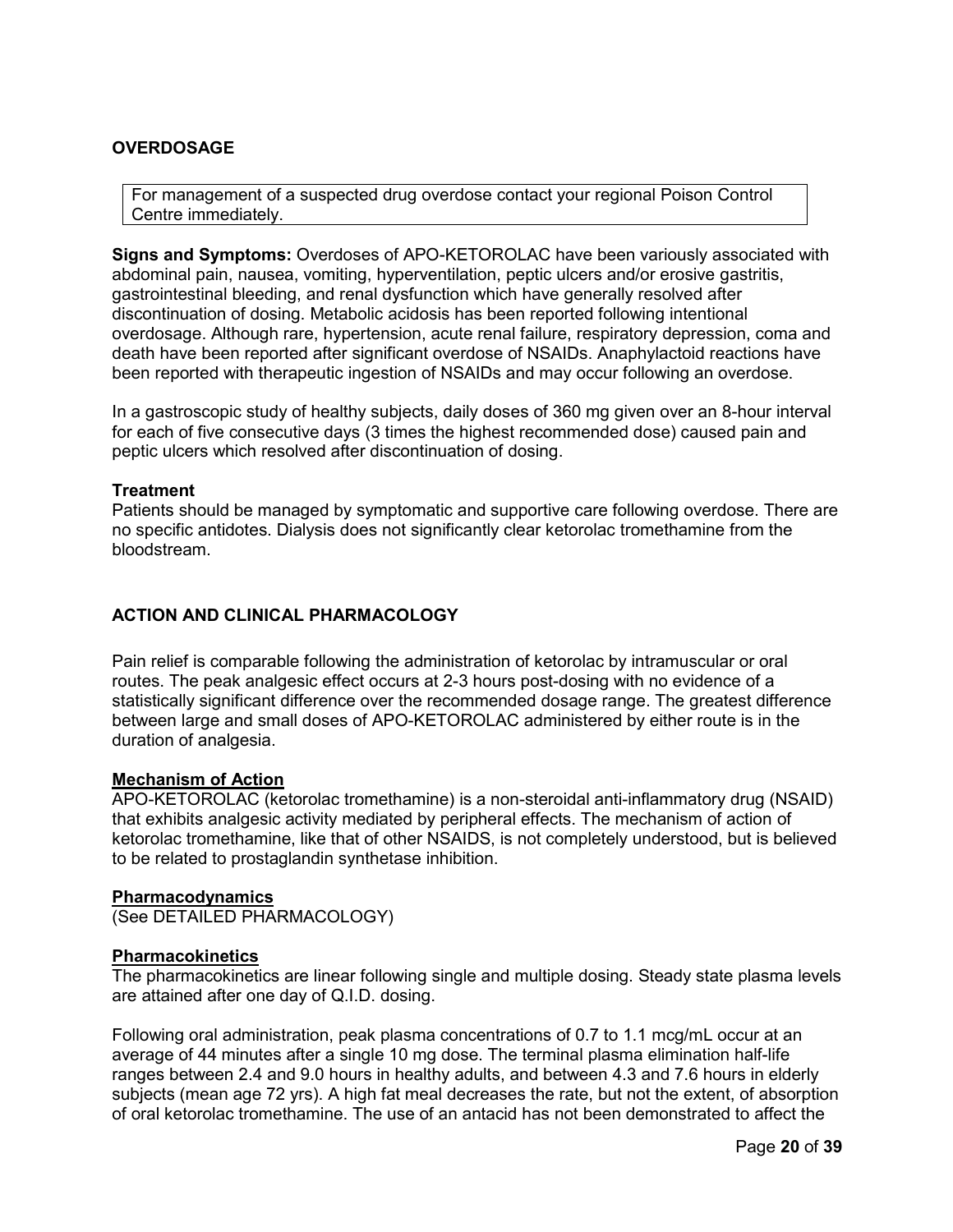## OVERDOSAGE

> For management of a suspected drug overdose contact your regional Poison Control Centre immediately.

**Signs and Symptoms:** Overdoses of APO-KETOROLAC have been variously associated with abdominal pain, nausea, vomiting, hyperventilation, peptic ulcers and/or erosive gastritis, gastrointestinal bleeding, and renal dysfunction which have generally resolved after discontinuation of dosing. Metabolic acidosis has been reported following intentional overdosage. Although rare, hypertension, acute renal failure, respiratory depression, coma and death have been reported after significant overdose of NSAIDs. Anaphylactoid reactions have been reported with therapeutic ingestion of NSAIDs and may occur following an overdose.

In a gastroscopic study of healthy subjects, daily doses of 360 mg given over an 8-hour interval for each of five consecutive days (3 times the highest recommended dose) caused pain and peptic ulcers which resolved after discontinuation of dosing.

**Treatment**
Patients should be managed by symptomatic and supportive care following overdose. There are no specific antidotes. Dialysis does not significantly clear ketorolac tromethamine from the bloodstream.

## ACTION AND CLINICAL PHARMACOLOGY

Pain relief is comparable following the administration of ketorolac by intramuscular or oral routes. The peak analgesic effect occurs at 2-3 hours post-dosing with no evidence of a statistically significant difference over the recommended dosage range. The greatest difference between large and small doses of APO-KETOROLAC administered by either route is in the duration of analgesia.

### Mechanism of Action

APO-KETOROLAC (ketorolac tromethamine) is a non-steroidal anti-inflammatory drug (NSAID) that exhibits analgesic activity mediated by peripheral effects. The mechanism of action of ketorolac tromethamine, like that of other NSAIDS, is not completely understood, but is believed to be related to prostaglandin synthetase inhibition.

### Pharmacodynamics

(See DETAILED PHARMACOLOGY)

### Pharmacokinetics

The pharmacokinetics are linear following single and multiple dosing. Steady state plasma levels are attained after one day of Q.I.D. dosing.

Following oral administration, peak plasma concentrations of 0.7 to 1.1 mcg/mL occur at an average of 44 minutes after a single 10 mg dose. The terminal plasma elimination half-life ranges between 2.4 and 9.0 hours in healthy adults, and between 4.3 and 7.6 hours in elderly subjects (mean age 72 yrs). A high fat meal decreases the rate, but not the extent, of absorption of oral ketorolac tromethamine. The use of an antacid has not been demonstrated to affect the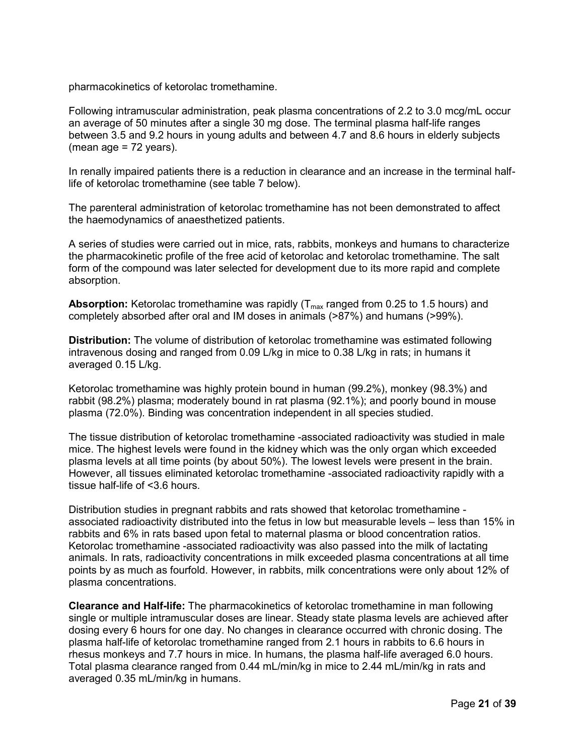pharmacokinetics of ketorolac tromethamine.

Following intramuscular administration, peak plasma concentrations of 2.2 to 3.0 mcg/mL occur an average of 50 minutes after a single 30 mg dose. The terminal plasma half-life ranges between 3.5 and 9.2 hours in young adults and between 4.7 and 8.6 hours in elderly subjects (mean age = 72 years).

In renally impaired patients there is a reduction in clearance and an increase in the terminal half-life of ketorolac tromethamine (see table 7 below).

The parenteral administration of ketorolac tromethamine has not been demonstrated to affect the haemodynamics of anaesthetized patients.

A series of studies were carried out in mice, rats, rabbits, monkeys and humans to characterize the pharmacokinetic profile of the free acid of ketorolac and ketorolac tromethamine. The salt form of the compound was later selected for development due to its more rapid and complete absorption.

**Absorption:** Ketorolac tromethamine was rapidly ($T_{max}$ ranged from 0.25 to 1.5 hours) and completely absorbed after oral and IM doses in animals (>87%) and humans (>99%).

**Distribution:** The volume of distribution of ketorolac tromethamine was estimated following intravenous dosing and ranged from 0.09 L/kg in mice to 0.38 L/kg in rats; in humans it averaged 0.15 L/kg.

Ketorolac tromethamine was highly protein bound in human (99.2%), monkey (98.3%) and rabbit (98.2%) plasma; moderately bound in rat plasma (92.1%); and poorly bound in mouse plasma (72.0%). Binding was concentration independent in all species studied.

The tissue distribution of ketorolac tromethamine -associated radioactivity was studied in male mice. The highest levels were found in the kidney which was the only organ which exceeded plasma levels at all time points (by about 50%). The lowest levels were present in the brain. However, all tissues eliminated ketorolac tromethamine -associated radioactivity rapidly with a tissue half-life of <3.6 hours.

Distribution studies in pregnant rabbits and rats showed that ketorolac tromethamine -associated radioactivity distributed into the fetus in low but measurable levels – less than 15% in rabbits and 6% in rats based upon fetal to maternal plasma or blood concentration ratios. Ketorolac tromethamine -associated radioactivity was also passed into the milk of lactating animals. In rats, radioactivity concentrations in milk exceeded plasma concentrations at all time points by as much as fourfold. However, in rabbits, milk concentrations were only about 12% of plasma concentrations.

**Clearance and Half-life:** The pharmacokinetics of ketorolac tromethamine in man following single or multiple intramuscular doses are linear. Steady state plasma levels are achieved after dosing every 6 hours for one day. No changes in clearance occurred with chronic dosing. The plasma half-life of ketorolac tromethamine ranged from 2.1 hours in rabbits to 6.6 hours in rhesus monkeys and 7.7 hours in mice. In humans, the plasma half-life averaged 6.0 hours. Total plasma clearance ranged from 0.44 mL/min/kg in mice to 2.44 mL/min/kg in rats and averaged 0.35 mL/min/kg in humans.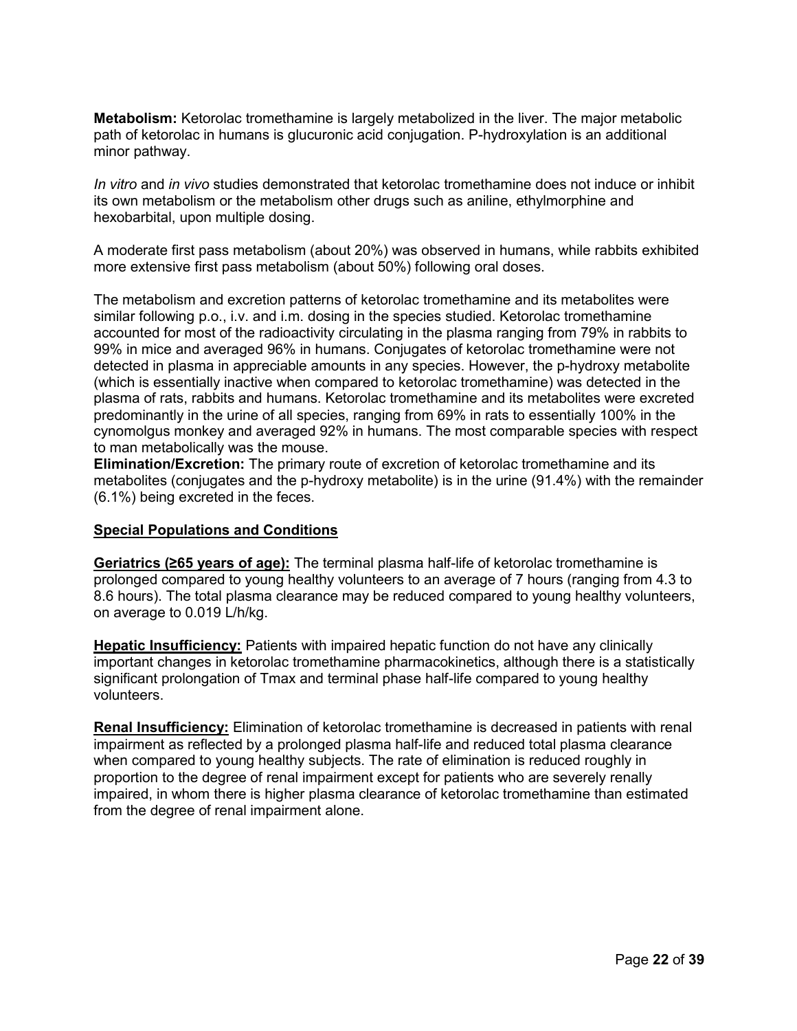**Metabolism:** Ketorolac tromethamine is largely metabolized in the liver. The major metabolic path of ketorolac in humans is glucuronic acid conjugation. P-hydroxylation is an additional minor pathway.

*In vitro* and *in vivo* studies demonstrated that ketorolac tromethamine does not induce or inhibit its own metabolism or the metabolism other drugs such as aniline, ethylmorphine and hexobarbital, upon multiple dosing.

A moderate first pass metabolism (about 20%) was observed in humans, while rabbits exhibited more extensive first pass metabolism (about 50%) following oral doses.

The metabolism and excretion patterns of ketorolac tromethamine and its metabolites were similar following p.o., i.v. and i.m. dosing in the species studied. Ketorolac tromethamine accounted for most of the radioactivity circulating in the plasma ranging from 79% in rabbits to 99% in mice and averaged 96% in humans. Conjugates of ketorolac tromethamine were not detected in plasma in appreciable amounts in any species. However, the p-hydroxy metabolite (which is essentially inactive when compared to ketorolac tromethamine) was detected in the plasma of rats, rabbits and humans. Ketorolac tromethamine and its metabolites were excreted predominantly in the urine of all species, ranging from 69% in rats to essentially 100% in the cynomolgus monkey and averaged 92% in humans. The most comparable species with respect to man metabolically was the mouse.

**Elimination/Excretion:** The primary route of excretion of ketorolac tromethamine and its metabolites (conjugates and the p-hydroxy metabolite) is in the urine (91.4%) with the remainder (6.1%) being excreted in the feces.

## Special Populations and Conditions

**Geriatrics (≥65 years of age):** The terminal plasma half-life of ketorolac tromethamine is prolonged compared to young healthy volunteers to an average of 7 hours (ranging from 4.3 to 8.6 hours). The total plasma clearance may be reduced compared to young healthy volunteers, on average to 0.019 L/h/kg.

**Hepatic Insufficiency:** Patients with impaired hepatic function do not have any clinically important changes in ketorolac tromethamine pharmacokinetics, although there is a statistically significant prolongation of Tmax and terminal phase half-life compared to young healthy volunteers.

**Renal Insufficiency:** Elimination of ketorolac tromethamine is decreased in patients with renal impairment as reflected by a prolonged plasma half-life and reduced total plasma clearance when compared to young healthy subjects. The rate of elimination is reduced roughly in proportion to the degree of renal impairment except for patients who are severely renally impaired, in whom there is higher plasma clearance of ketorolac tromethamine than estimated from the degree of renal impairment alone.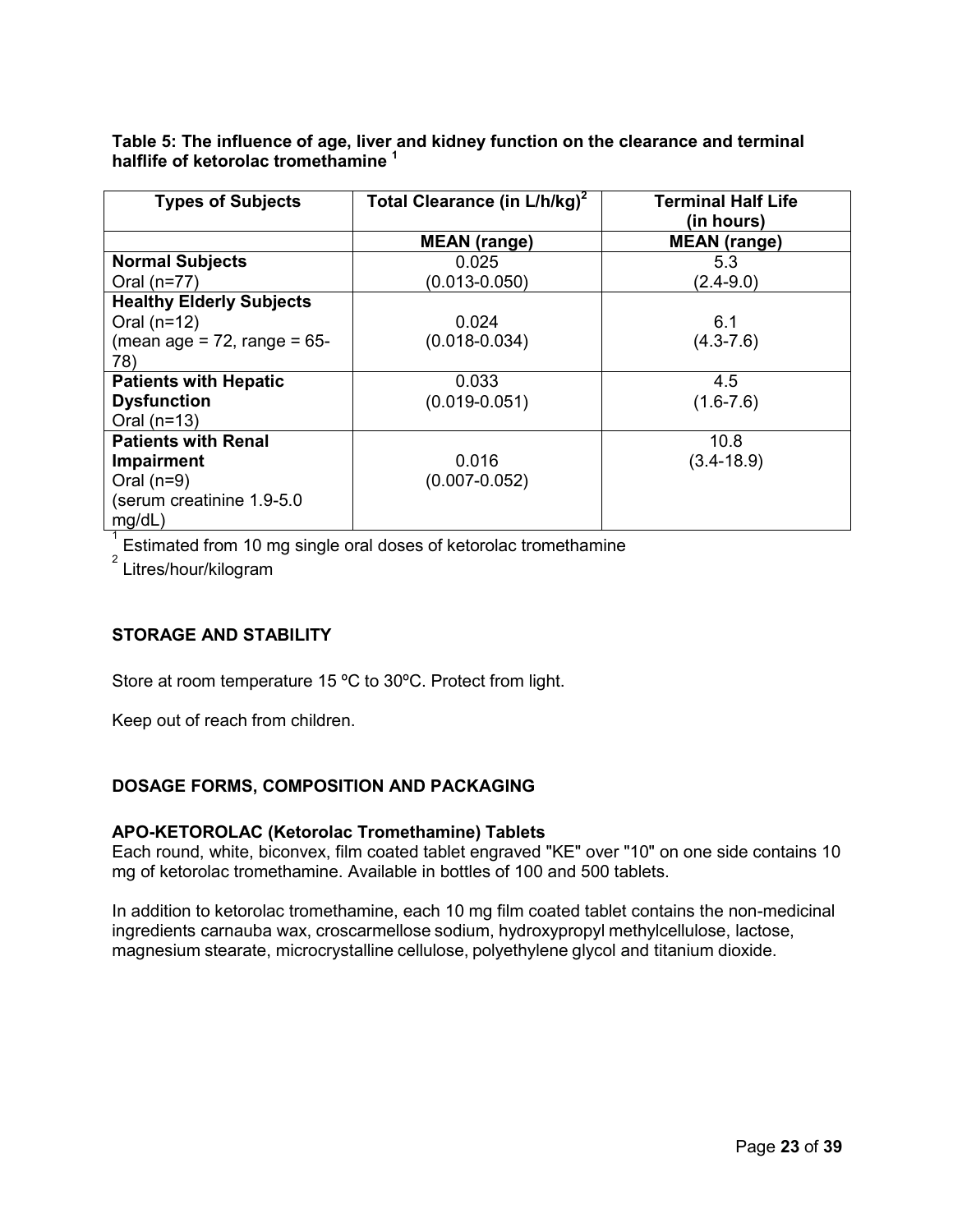**Table 5: The influence of age, liver and kidney function on the clearance and terminal halflife of ketorolac tromethamine [1]**

| Types of Subjects | Total Clearance (in L/h/kg)[2] | Terminal Half Life (in hours) |
|---|---|---|
| | **MEAN (range)** | **MEAN (range)** |
| **Normal Subjects** Oral (n=77) | 0.025 (0.013-0.050) | 5.3 (2.4-9.0) |
| **Healthy Elderly Subjects** Oral (n=12) (mean age = 72, range = 65-78) | 0.024 (0.018-0.034) | 6.1 (4.3-7.6) |
| **Patients with Hepatic Dysfunction** Oral (n=13) | 0.033 (0.019-0.051) | 4.5 (1.6-7.6) |
| **Patients with Renal Impairment** Oral (n=9) (serum creatinine 1.9-5.0 mg/dL) | 0.016 (0.007-0.052) | 10.8 (3.4-18.9) |

[1] Estimated from 10 mg single oral doses of ketorolac tromethamine
[2] Litres/hour/kilogram

## STORAGE AND STABILITY

Store at room temperature 15 ºC to 30ºC. Protect from light.

Keep out of reach from children.

## DOSAGE FORMS, COMPOSITION AND PACKAGING

**APO-KETOROLAC (Ketorolac Tromethamine) Tablets**
Each round, white, biconvex, film coated tablet engraved "KE" over "10" on one side contains 10 mg of ketorolac tromethamine. Available in bottles of 100 and 500 tablets.

In addition to ketorolac tromethamine, each 10 mg film coated tablet contains the non-medicinal ingredients carnauba wax, croscarmellose sodium, hydroxypropyl methylcellulose, lactose, magnesium stearate, microcrystalline cellulose, polyethylene glycol and titanium dioxide.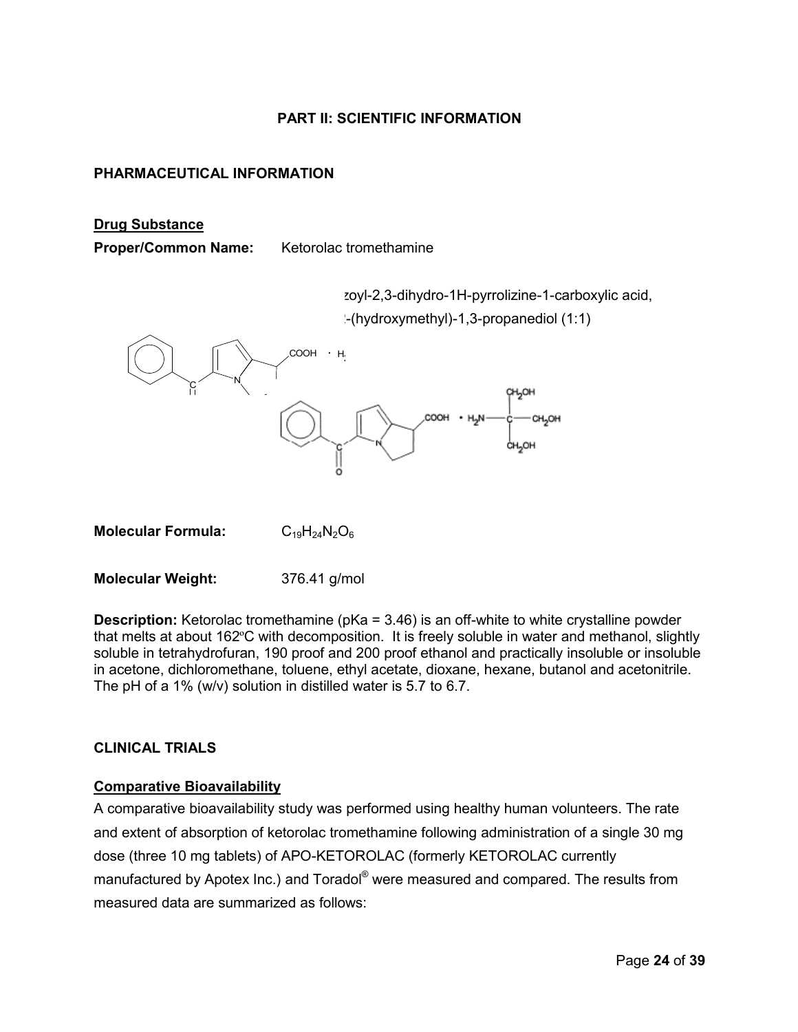# PART II: SCIENTIFIC INFORMATION

## PHARMACEUTICAL INFORMATION

### Drug Substance

**Proper/Common Name:** Ketorolac tromethamine

zoyl-2,3-dihydro-1H-pyrrolizine-1-carboxylic acid,
-(hydroxymethyl)-1,3-propanediol (1:1)

**Molecular Formula:** $C_{19}H_{24}N_2O_6$

**Molecular Weight:** 376.41 g/mol

**Description:** Ketorolac tromethamine (pKa = 3.46) is an off-white to white crystalline powder that melts at about 162ºC with decomposition. It is freely soluble in water and methanol, slightly soluble in tetrahydrofuran, 190 proof and 200 proof ethanol and practically insoluble or insoluble in acetone, dichloromethane, toluene, ethyl acetate, dioxane, hexane, butanol and acetonitrile. The pH of a 1% (w/v) solution in distilled water is 5.7 to 6.7.

## CLINICAL TRIALS

### Comparative Bioavailability

A comparative bioavailability study was performed using healthy human volunteers. The rate and extent of absorption of ketorolac tromethamine following administration of a single 30 mg dose (three 10 mg tablets) of APO-KETOROLAC (formerly KETOROLAC currently manufactured by Apotex Inc.) and Toradol® were measured and compared. The results from measured data are summarized as follows: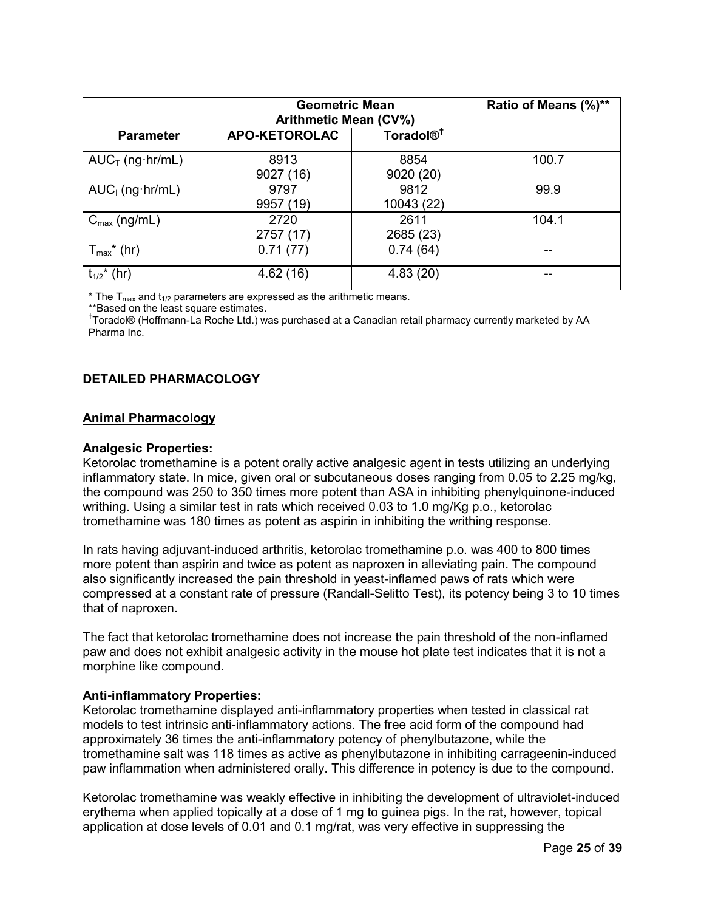| Parameter | Geometric Mean<br>Arithmetic Mean (CV%) | | Ratio of Means (%)** |
|---|---|---|---|
| | APO-KETOROLAC | Toradol®[†] | |
| $AUC_T$ (ng·hr/mL) | 8913<br>9027 (16) | 8854<br>9020 (20) | 100.7 |
| $AUC_I$ (ng·hr/mL) | 9797<br>9957 (19) | 9812<br>10043 (22) | 99.9 |
| $C_{max}$ (ng/mL) | 2720<br>2757 (17) | 2611<br>2685 (23) | 104.1 |
| $T_{max}$* (hr) | 0.71 (77) | 0.74 (64) | -- |
| $t_{1/2}$* (hr) | 4.62 (16) | 4.83 (20) | -- |

* The $T_{max}$ and $t_{1/2}$ parameters are expressed as the arithmetic means.
**Based on the least square estimates.
[†]Toradol® (Hoffmann-La Roche Ltd.) was purchased at a Canadian retail pharmacy currently marketed by AA Pharma Inc.

## DETAILED PHARMACOLOGY

### Animal Pharmacology

**Analgesic Properties:**
Ketorolac tromethamine is a potent orally active analgesic agent in tests utilizing an underlying inflammatory state. In mice, given oral or subcutaneous doses ranging from 0.05 to 2.25 mg/kg, the compound was 250 to 350 times more potent than ASA in inhibiting phenylquinone-induced writhing. Using a similar test in rats which received 0.03 to 1.0 mg/Kg p.o., ketorolac tromethamine was 180 times as potent as aspirin in inhibiting the writhing response.

In rats having adjuvant-induced arthritis, ketorolac tromethamine p.o. was 400 to 800 times more potent than aspirin and twice as potent as naproxen in alleviating pain. The compound also significantly increased the pain threshold in yeast-inflamed paws of rats which were compressed at a constant rate of pressure (Randall-Selitto Test), its potency being 3 to 10 times that of naproxen.

The fact that ketorolac tromethamine does not increase the pain threshold of the non-inflamed paw and does not exhibit analgesic activity in the mouse hot plate test indicates that it is not a morphine like compound.

**Anti-inflammatory Properties:**
Ketorolac tromethamine displayed anti-inflammatory properties when tested in classical rat models to test intrinsic anti-inflammatory actions. The free acid form of the compound had approximately 36 times the anti-inflammatory potency of phenylbutazone, while the tromethamine salt was 118 times as active as phenylbutazone in inhibiting carrageenin-induced paw inflammation when administered orally. This difference in potency is due to the compound.

Ketorolac tromethamine was weakly effective in inhibiting the development of ultraviolet-induced erythema when applied topically at a dose of 1 mg to guinea pigs. In the rat, however, topical application at dose levels of 0.01 and 0.1 mg/rat, was very effective in suppressing the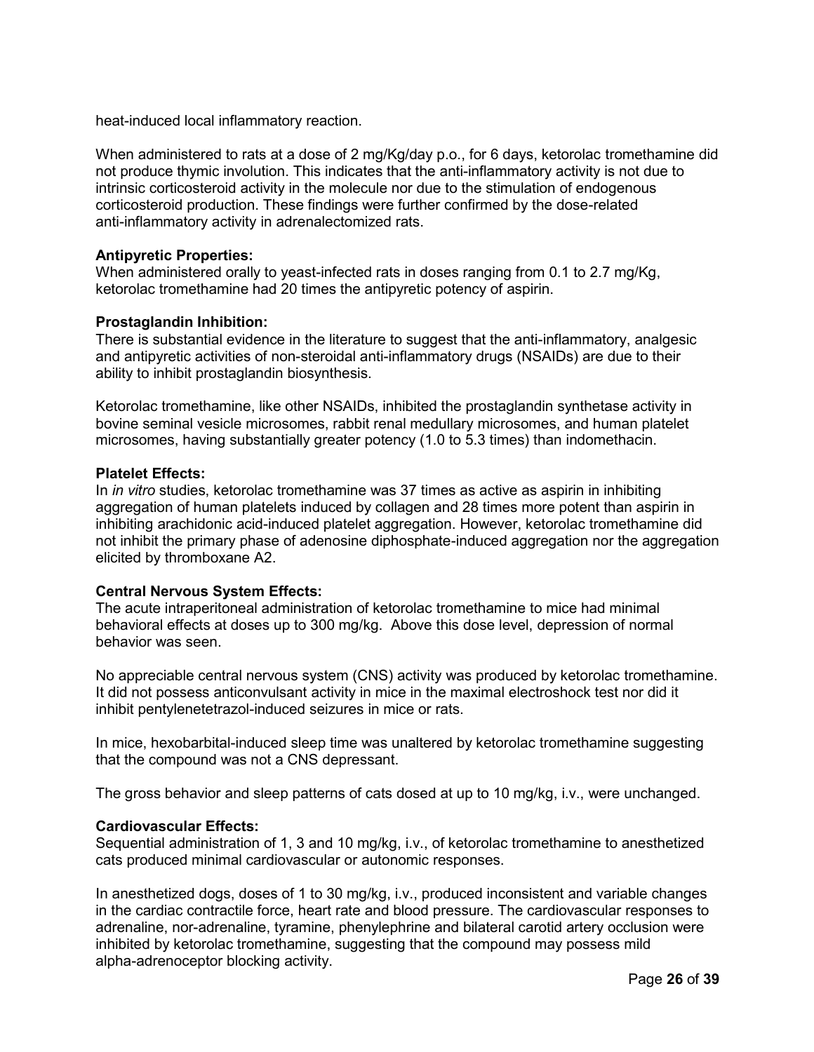heat-induced local inflammatory reaction.

When administered to rats at a dose of 2 mg/Kg/day p.o., for 6 days, ketorolac tromethamine did not produce thymic involution. This indicates that the anti-inflammatory activity is not due to intrinsic corticosteroid activity in the molecule nor due to the stimulation of endogenous corticosteroid production. These findings were further confirmed by the dose-related anti-inflammatory activity in adrenalectomized rats.

**Antipyretic Properties:**
When administered orally to yeast-infected rats in doses ranging from 0.1 to 2.7 mg/Kg, ketorolac tromethamine had 20 times the antipyretic potency of aspirin.

**Prostaglandin Inhibition:**
There is substantial evidence in the literature to suggest that the anti-inflammatory, analgesic and antipyretic activities of non-steroidal anti-inflammatory drugs (NSAIDs) are due to their ability to inhibit prostaglandin biosynthesis.

Ketorolac tromethamine, like other NSAIDs, inhibited the prostaglandin synthetase activity in bovine seminal vesicle microsomes, rabbit renal medullary microsomes, and human platelet microsomes, having substantially greater potency (1.0 to 5.3 times) than indomethacin.

**Platelet Effects:**
In *in vitro* studies, ketorolac tromethamine was 37 times as active as aspirin in inhibiting aggregation of human platelets induced by collagen and 28 times more potent than aspirin in inhibiting arachidonic acid-induced platelet aggregation. However, ketorolac tromethamine did not inhibit the primary phase of adenosine diphosphate-induced aggregation nor the aggregation elicited by thromboxane A2.

**Central Nervous System Effects:**
The acute intraperitoneal administration of ketorolac tromethamine to mice had minimal behavioral effects at doses up to 300 mg/kg. Above this dose level, depression of normal behavior was seen.

No appreciable central nervous system (CNS) activity was produced by ketorolac tromethamine. It did not possess anticonvulsant activity in mice in the maximal electroshock test nor did it inhibit pentylenetetrazol-induced seizures in mice or rats.

In mice, hexobarbital-induced sleep time was unaltered by ketorolac tromethamine suggesting that the compound was not a CNS depressant.

The gross behavior and sleep patterns of cats dosed at up to 10 mg/kg, i.v., were unchanged.

**Cardiovascular Effects:**
Sequential administration of 1, 3 and 10 mg/kg, i.v., of ketorolac tromethamine to anesthetized cats produced minimal cardiovascular or autonomic responses.

In anesthetized dogs, doses of 1 to 30 mg/kg, i.v., produced inconsistent and variable changes in the cardiac contractile force, heart rate and blood pressure. The cardiovascular responses to adrenaline, nor-adrenaline, tyramine, phenylephrine and bilateral carotid artery occlusion were inhibited by ketorolac tromethamine, suggesting that the compound may possess mild alpha-adrenoceptor blocking activity.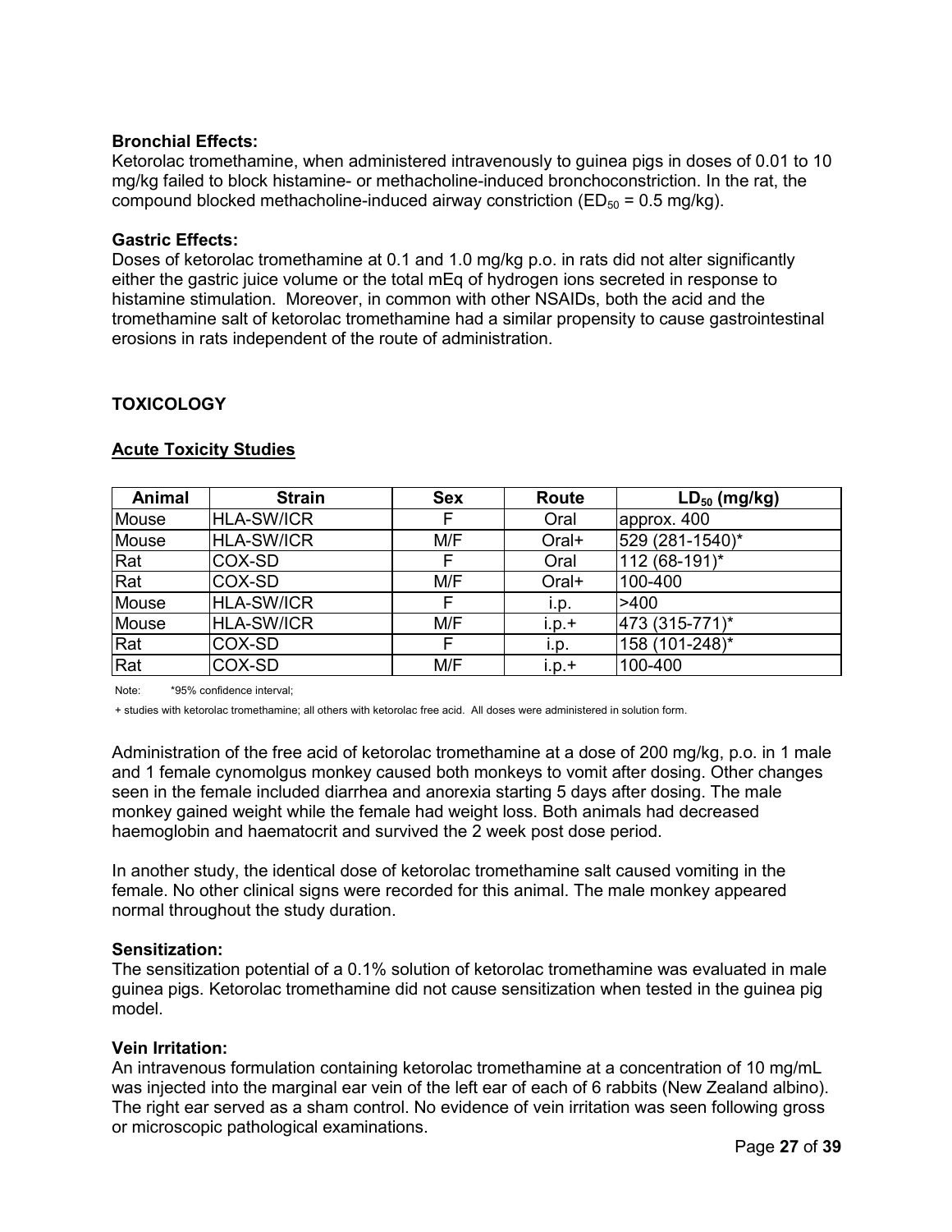**Bronchial Effects:**
Ketorolac tromethamine, when administered intravenously to guinea pigs in doses of 0.01 to 10 mg/kg failed to block histamine- or methacholine-induced bronchoconstriction. In the rat, the compound blocked methacholine-induced airway constriction ($ED_{50}$ = 0.5 mg/kg).

**Gastric Effects:**
Doses of ketorolac tromethamine at 0.1 and 1.0 mg/kg p.o. in rats did not alter significantly either the gastric juice volume or the total mEq of hydrogen ions secreted in response to histamine stimulation. Moreover, in common with other NSAIDs, both the acid and the tromethamine salt of ketorolac tromethamine had a similar propensity to cause gastrointestinal erosions in rats independent of the route of administration.

## TOXICOLOGY

### Acute Toxicity Studies

| Animal | Strain | Sex | Route | $LD_{50}$ (mg/kg) |
|---|---|---|---|---|
| Mouse | HLA-SW/ICR | F | Oral | approx. 400 |
| Mouse | HLA-SW/ICR | M/F | Oral+ | 529 (281-1540)* |
| Rat | COX-SD | F | Oral | 112 (68-191)* |
| Rat | COX-SD | M/F | Oral+ | 100-400 |
| Mouse | HLA-SW/ICR | F | i.p. | >400 |
| Mouse | HLA-SW/ICR | M/F | i.p.+ | 473 (315-771)* |
| Rat | COX-SD | F | i.p. | 158 (101-248)* |
| Rat | COX-SD | M/F | i.p.+ | 100-400 |

Note: *95% confidence interval;

+ studies with ketorolac tromethamine; all others with ketorolac free acid. All doses were administered in solution form.

Administration of the free acid of ketorolac tromethamine at a dose of 200 mg/kg, p.o. in 1 male and 1 female cynomolgus monkey caused both monkeys to vomit after dosing. Other changes seen in the female included diarrhea and anorexia starting 5 days after dosing. The male monkey gained weight while the female had weight loss. Both animals had decreased haemoglobin and haematocrit and survived the 2 week post dose period.

In another study, the identical dose of ketorolac tromethamine salt caused vomiting in the female. No other clinical signs were recorded for this animal. The male monkey appeared normal throughout the study duration.

**Sensitization:**
The sensitization potential of a 0.1% solution of ketorolac tromethamine was evaluated in male guinea pigs. Ketorolac tromethamine did not cause sensitization when tested in the guinea pig model.

**Vein Irritation:**
An intravenous formulation containing ketorolac tromethamine at a concentration of 10 mg/mL was injected into the marginal ear vein of the left ear of each of 6 rabbits (New Zealand albino). The right ear served as a sham control. No evidence of vein irritation was seen following gross or microscopic pathological examinations.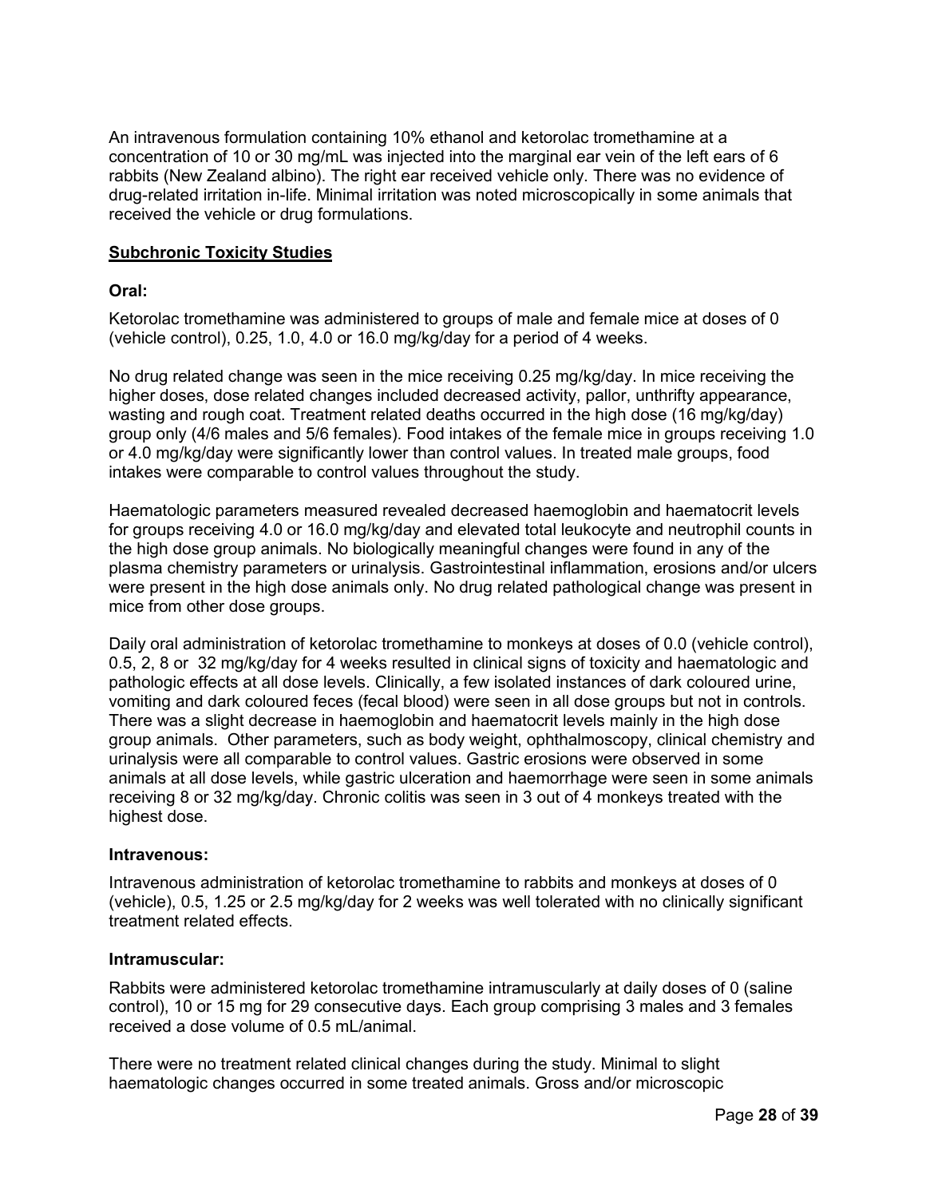An intravenous formulation containing 10% ethanol and ketorolac tromethamine at a concentration of 10 or 30 mg/mL was injected into the marginal ear vein of the left ears of 6 rabbits (New Zealand albino). The right ear received vehicle only. There was no evidence of drug-related irritation in-life. Minimal irritation was noted microscopically in some animals that received the vehicle or drug formulations.

## Subchronic Toxicity Studies

### Oral:

Ketorolac tromethamine was administered to groups of male and female mice at doses of 0 (vehicle control), 0.25, 1.0, 4.0 or 16.0 mg/kg/day for a period of 4 weeks.

No drug related change was seen in the mice receiving 0.25 mg/kg/day. In mice receiving the higher doses, dose related changes included decreased activity, pallor, unthrifty appearance, wasting and rough coat. Treatment related deaths occurred in the high dose (16 mg/kg/day) group only (4/6 males and 5/6 females). Food intakes of the female mice in groups receiving 1.0 or 4.0 mg/kg/day were significantly lower than control values. In treated male groups, food intakes were comparable to control values throughout the study.

Haematologic parameters measured revealed decreased haemoglobin and haematocrit levels for groups receiving 4.0 or 16.0 mg/kg/day and elevated total leukocyte and neutrophil counts in the high dose group animals. No biologically meaningful changes were found in any of the plasma chemistry parameters or urinalysis. Gastrointestinal inflammation, erosions and/or ulcers were present in the high dose animals only. No drug related pathological change was present in mice from other dose groups.

Daily oral administration of ketorolac tromethamine to monkeys at doses of 0.0 (vehicle control), 0.5, 2, 8 or 32 mg/kg/day for 4 weeks resulted in clinical signs of toxicity and haematologic and pathologic effects at all dose levels. Clinically, a few isolated instances of dark coloured urine, vomiting and dark coloured feces (fecal blood) were seen in all dose groups but not in controls. There was a slight decrease in haemoglobin and haematocrit levels mainly in the high dose group animals. Other parameters, such as body weight, ophthalmoscopy, clinical chemistry and urinalysis were all comparable to control values. Gastric erosions were observed in some animals at all dose levels, while gastric ulceration and haemorrhage were seen in some animals receiving 8 or 32 mg/kg/day. Chronic colitis was seen in 3 out of 4 monkeys treated with the highest dose.

### Intravenous:

Intravenous administration of ketorolac tromethamine to rabbits and monkeys at doses of 0 (vehicle), 0.5, 1.25 or 2.5 mg/kg/day for 2 weeks was well tolerated with no clinically significant treatment related effects.

### Intramuscular:

Rabbits were administered ketorolac tromethamine intramuscularly at daily doses of 0 (saline control), 10 or 15 mg for 29 consecutive days. Each group comprising 3 males and 3 females received a dose volume of 0.5 mL/animal.

There were no treatment related clinical changes during the study. Minimal to slight haematologic changes occurred in some treated animals. Gross and/or microscopic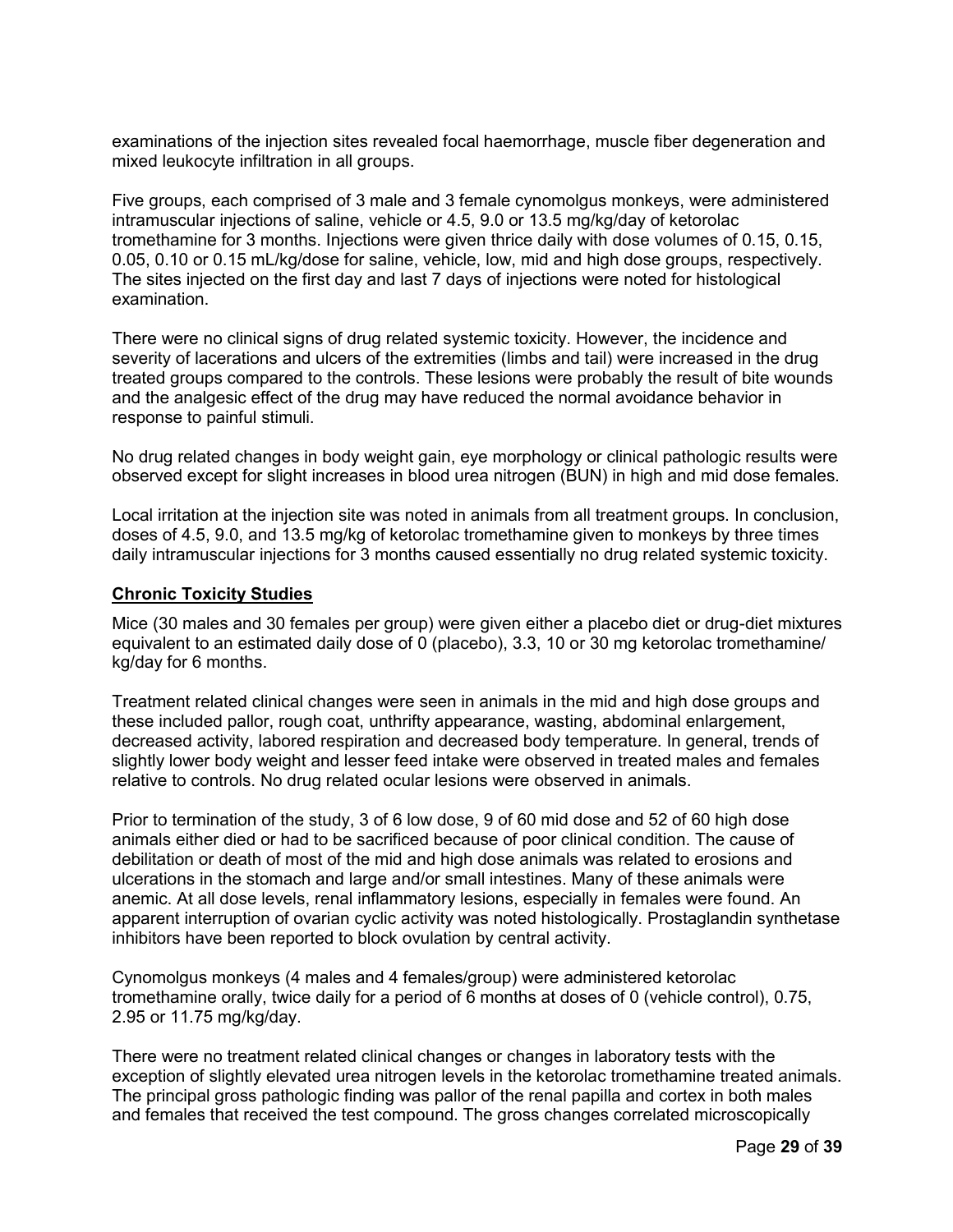examinations of the injection sites revealed focal haemorrhage, muscle fiber degeneration and mixed leukocyte infiltration in all groups.

Five groups, each comprised of 3 male and 3 female cynomolgus monkeys, were administered intramuscular injections of saline, vehicle or 4.5, 9.0 or 13.5 mg/kg/day of ketorolac tromethamine for 3 months. Injections were given thrice daily with dose volumes of 0.15, 0.15, 0.05, 0.10 or 0.15 mL/kg/dose for saline, vehicle, low, mid and high dose groups, respectively. The sites injected on the first day and last 7 days of injections were noted for histological examination.

There were no clinical signs of drug related systemic toxicity. However, the incidence and severity of lacerations and ulcers of the extremities (limbs and tail) were increased in the drug treated groups compared to the controls. These lesions were probably the result of bite wounds and the analgesic effect of the drug may have reduced the normal avoidance behavior in response to painful stimuli.

No drug related changes in body weight gain, eye morphology or clinical pathologic results were observed except for slight increases in blood urea nitrogen (BUN) in high and mid dose females.

Local irritation at the injection site was noted in animals from all treatment groups. In conclusion, doses of 4.5, 9.0, and 13.5 mg/kg of ketorolac tromethamine given to monkeys by three times daily intramuscular injections for 3 months caused essentially no drug related systemic toxicity.

## Chronic Toxicity Studies

Mice (30 males and 30 females per group) were given either a placebo diet or drug-diet mixtures equivalent to an estimated daily dose of 0 (placebo), 3.3, 10 or 30 mg ketorolac tromethamine/kg/day for 6 months.

Treatment related clinical changes were seen in animals in the mid and high dose groups and these included pallor, rough coat, unthrifty appearance, wasting, abdominal enlargement, decreased activity, labored respiration and decreased body temperature. In general, trends of slightly lower body weight and lesser feed intake were observed in treated males and females relative to controls. No drug related ocular lesions were observed in animals.

Prior to termination of the study, 3 of 6 low dose, 9 of 60 mid dose and 52 of 60 high dose animals either died or had to be sacrificed because of poor clinical condition. The cause of debilitation or death of most of the mid and high dose animals was related to erosions and ulcerations in the stomach and large and/or small intestines. Many of these animals were anemic. At all dose levels, renal inflammatory lesions, especially in females were found. An apparent interruption of ovarian cyclic activity was noted histologically. Prostaglandin synthetase inhibitors have been reported to block ovulation by central activity.

Cynomolgus monkeys (4 males and 4 females/group) were administered ketorolac tromethamine orally, twice daily for a period of 6 months at doses of 0 (vehicle control), 0.75, 2.95 or 11.75 mg/kg/day.

There were no treatment related clinical changes or changes in laboratory tests with the exception of slightly elevated urea nitrogen levels in the ketorolac tromethamine treated animals. The principal gross pathologic finding was pallor of the renal papilla and cortex in both males and females that received the test compound. The gross changes correlated microscopically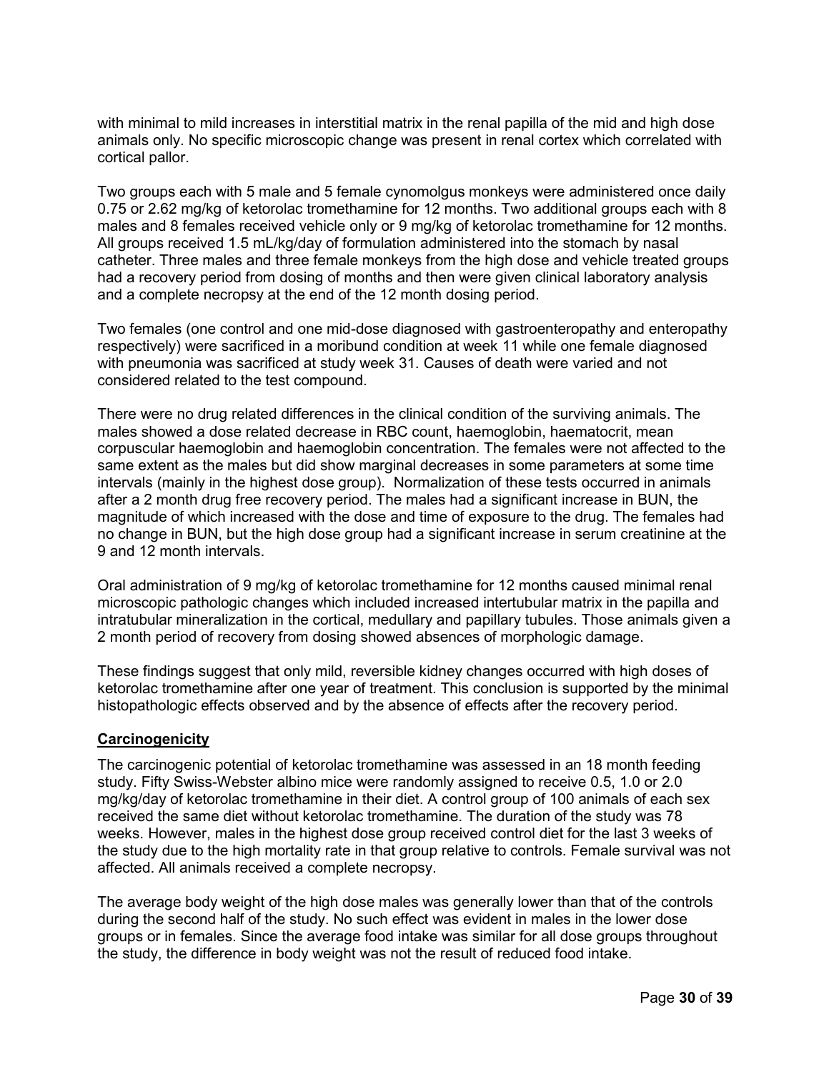with minimal to mild increases in interstitial matrix in the renal papilla of the mid and high dose animals only. No specific microscopic change was present in renal cortex which correlated with cortical pallor.

Two groups each with 5 male and 5 female cynomolgus monkeys were administered once daily 0.75 or 2.62 mg/kg of ketorolac tromethamine for 12 months. Two additional groups each with 8 males and 8 females received vehicle only or 9 mg/kg of ketorolac tromethamine for 12 months. All groups received 1.5 mL/kg/day of formulation administered into the stomach by nasal catheter. Three males and three female monkeys from the high dose and vehicle treated groups had a recovery period from dosing of months and then were given clinical laboratory analysis and a complete necropsy at the end of the 12 month dosing period.

Two females (one control and one mid-dose diagnosed with gastroenteropathy and enteropathy respectively) were sacrificed in a moribund condition at week 11 while one female diagnosed with pneumonia was sacrificed at study week 31. Causes of death were varied and not considered related to the test compound.

There were no drug related differences in the clinical condition of the surviving animals. The males showed a dose related decrease in RBC count, haemoglobin, haematocrit, mean corpuscular haemoglobin and haemoglobin concentration. The females were not affected to the same extent as the males but did show marginal decreases in some parameters at some time intervals (mainly in the highest dose group). Normalization of these tests occurred in animals after a 2 month drug free recovery period. The males had a significant increase in BUN, the magnitude of which increased with the dose and time of exposure to the drug. The females had no change in BUN, but the high dose group had a significant increase in serum creatinine at the 9 and 12 month intervals.

Oral administration of 9 mg/kg of ketorolac tromethamine for 12 months caused minimal renal microscopic pathologic changes which included increased intertubular matrix in the papilla and intratubular mineralization in the cortical, medullary and papillary tubules. Those animals given a 2 month period of recovery from dosing showed absences of morphologic damage.

These findings suggest that only mild, reversible kidney changes occurred with high doses of ketorolac tromethamine after one year of treatment. This conclusion is supported by the minimal histopathologic effects observed and by the absence of effects after the recovery period.

**Carcinogenicity**

The carcinogenic potential of ketorolac tromethamine was assessed in an 18 month feeding study. Fifty Swiss-Webster albino mice were randomly assigned to receive 0.5, 1.0 or 2.0 mg/kg/day of ketorolac tromethamine in their diet. A control group of 100 animals of each sex received the same diet without ketorolac tromethamine. The duration of the study was 78 weeks. However, males in the highest dose group received control diet for the last 3 weeks of the study due to the high mortality rate in that group relative to controls. Female survival was not affected. All animals received a complete necropsy.

The average body weight of the high dose males was generally lower than that of the controls during the second half of the study. No such effect was evident in males in the lower dose groups or in females. Since the average food intake was similar for all dose groups throughout the study, the difference in body weight was not the result of reduced food intake.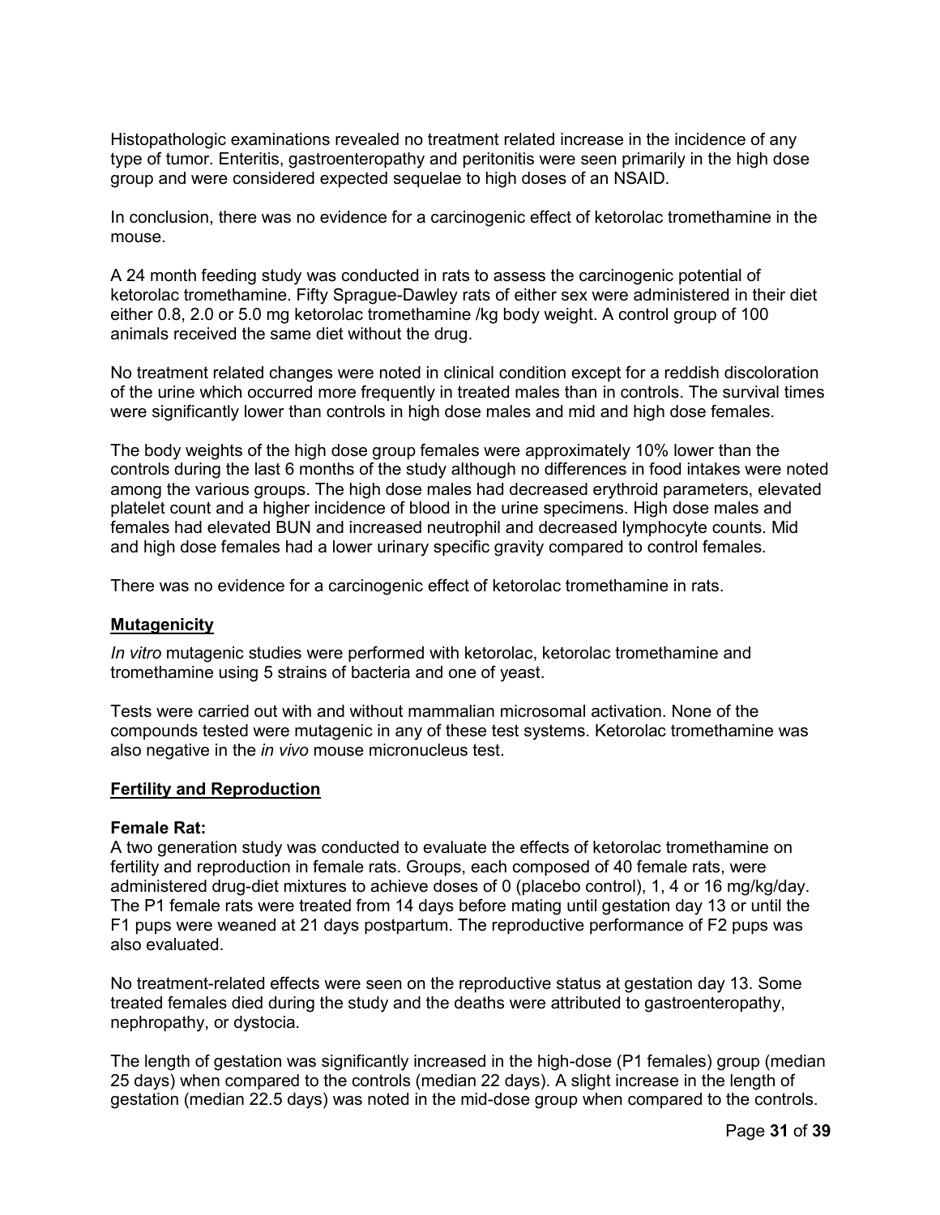Histopathologic examinations revealed no treatment related increase in the incidence of any type of tumor. Enteritis, gastroenteropathy and peritonitis were seen primarily in the high dose group and were considered expected sequelae to high doses of an NSAID.

In conclusion, there was no evidence for a carcinogenic effect of ketorolac tromethamine in the mouse.

A 24 month feeding study was conducted in rats to assess the carcinogenic potential of ketorolac tromethamine. Fifty Sprague-Dawley rats of either sex were administered in their diet either 0.8, 2.0 or 5.0 mg ketorolac tromethamine /kg body weight. A control group of 100 animals received the same diet without the drug.

No treatment related changes were noted in clinical condition except for a reddish discoloration of the urine which occurred more frequently in treated males than in controls. The survival times were significantly lower than controls in high dose males and mid and high dose females.

The body weights of the high dose group females were approximately 10% lower than the controls during the last 6 months of the study although no differences in food intakes were noted among the various groups. The high dose males had decreased erythroid parameters, elevated platelet count and a higher incidence of blood in the urine specimens. High dose males and females had elevated BUN and increased neutrophil and decreased lymphocyte counts. Mid and high dose females had a lower urinary specific gravity compared to control females.

There was no evidence for a carcinogenic effect of ketorolac tromethamine in rats.

**Mutagenicity**

*In vitro* mutagenic studies were performed with ketorolac, ketorolac tromethamine and tromethamine using 5 strains of bacteria and one of yeast.

Tests were carried out with and without mammalian microsomal activation. None of the compounds tested were mutagenic in any of these test systems. Ketorolac tromethamine was also negative in the *in vivo* mouse micronucleus test.

**Fertility and Reproduction**

**Female Rat:**
A two generation study was conducted to evaluate the effects of ketorolac tromethamine on fertility and reproduction in female rats. Groups, each composed of 40 female rats, were administered drug-diet mixtures to achieve doses of 0 (placebo control), 1, 4 or 16 mg/kg/day. The P1 female rats were treated from 14 days before mating until gestation day 13 or until the F1 pups were weaned at 21 days postpartum. The reproductive performance of F2 pups was also evaluated.

No treatment-related effects were seen on the reproductive status at gestation day 13. Some treated females died during the study and the deaths were attributed to gastroenteropathy, nephropathy, or dystocia.

The length of gestation was significantly increased in the high-dose (P1 females) group (median 25 days) when compared to the controls (median 22 days). A slight increase in the length of gestation (median 22.5 days) was noted in the mid-dose group when compared to the controls.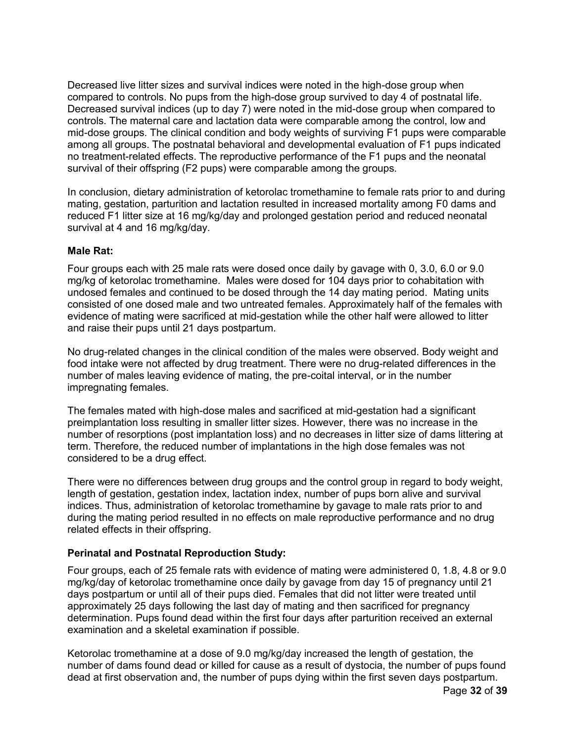Decreased live litter sizes and survival indices were noted in the high-dose group when compared to controls. No pups from the high-dose group survived to day 4 of postnatal life. Decreased survival indices (up to day 7) were noted in the mid-dose group when compared to controls. The maternal care and lactation data were comparable among the control, low and mid-dose groups. The clinical condition and body weights of surviving F1 pups were comparable among all groups. The postnatal behavioral and developmental evaluation of F1 pups indicated no treatment-related effects. The reproductive performance of the F1 pups and the neonatal survival of their offspring (F2 pups) were comparable among the groups.

In conclusion, dietary administration of ketorolac tromethamine to female rats prior to and during mating, gestation, parturition and lactation resulted in increased mortality among F0 dams and reduced F1 litter size at 16 mg/kg/day and prolonged gestation period and reduced neonatal survival at 4 and 16 mg/kg/day.

**Male Rat:**

Four groups each with 25 male rats were dosed once daily by gavage with 0, 3.0, 6.0 or 9.0 mg/kg of ketorolac tromethamine. Males were dosed for 104 days prior to cohabitation with undosed females and continued to be dosed through the 14 day mating period. Mating units consisted of one dosed male and two untreated females. Approximately half of the females with evidence of mating were sacrificed at mid-gestation while the other half were allowed to litter and raise their pups until 21 days postpartum.

No drug-related changes in the clinical condition of the males were observed. Body weight and food intake were not affected by drug treatment. There were no drug-related differences in the number of males leaving evidence of mating, the pre-coital interval, or in the number impregnating females.

The females mated with high-dose males and sacrificed at mid-gestation had a significant preimplantation loss resulting in smaller litter sizes. However, there was no increase in the number of resorptions (post implantation loss) and no decreases in litter size of dams littering at term. Therefore, the reduced number of implantations in the high dose females was not considered to be a drug effect.

There were no differences between drug groups and the control group in regard to body weight, length of gestation, gestation index, lactation index, number of pups born alive and survival indices. Thus, administration of ketorolac tromethamine by gavage to male rats prior to and during the mating period resulted in no effects on male reproductive performance and no drug related effects in their offspring.

**Perinatal and Postnatal Reproduction Study:**

Four groups, each of 25 female rats with evidence of mating were administered 0, 1.8, 4.8 or 9.0 mg/kg/day of ketorolac tromethamine once daily by gavage from day 15 of pregnancy until 21 days postpartum or until all of their pups died. Females that did not litter were treated until approximately 25 days following the last day of mating and then sacrificed for pregnancy determination. Pups found dead within the first four days after parturition received an external examination and a skeletal examination if possible.

Ketorolac tromethamine at a dose of 9.0 mg/kg/day increased the length of gestation, the number of dams found dead or killed for cause as a result of dystocia, the number of pups found dead at first observation and, the number of pups dying within the first seven days postpartum.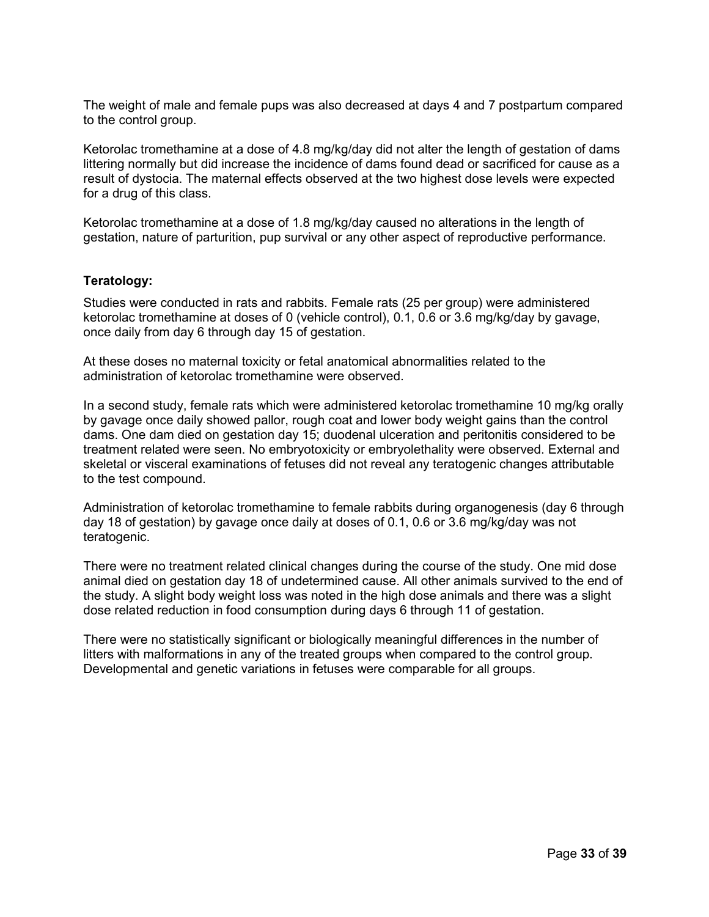The weight of male and female pups was also decreased at days 4 and 7 postpartum compared to the control group.

Ketorolac tromethamine at a dose of 4.8 mg/kg/day did not alter the length of gestation of dams littering normally but did increase the incidence of dams found dead or sacrificed for cause as a result of dystocia. The maternal effects observed at the two highest dose levels were expected for a drug of this class.

Ketorolac tromethamine at a dose of 1.8 mg/kg/day caused no alterations in the length of gestation, nature of parturition, pup survival or any other aspect of reproductive performance.

**Teratology:**

Studies were conducted in rats and rabbits. Female rats (25 per group) were administered ketorolac tromethamine at doses of 0 (vehicle control), 0.1, 0.6 or 3.6 mg/kg/day by gavage, once daily from day 6 through day 15 of gestation.

At these doses no maternal toxicity or fetal anatomical abnormalities related to the administration of ketorolac tromethamine were observed.

In a second study, female rats which were administered ketorolac tromethamine 10 mg/kg orally by gavage once daily showed pallor, rough coat and lower body weight gains than the control dams. One dam died on gestation day 15; duodenal ulceration and peritonitis considered to be treatment related were seen. No embryotoxicity or embryolethality were observed. External and skeletal or visceral examinations of fetuses did not reveal any teratogenic changes attributable to the test compound.

Administration of ketorolac tromethamine to female rabbits during organogenesis (day 6 through day 18 of gestation) by gavage once daily at doses of 0.1, 0.6 or 3.6 mg/kg/day was not teratogenic.

There were no treatment related clinical changes during the course of the study. One mid dose animal died on gestation day 18 of undetermined cause. All other animals survived to the end of the study. A slight body weight loss was noted in the high dose animals and there was a slight dose related reduction in food consumption during days 6 through 11 of gestation.

There were no statistically significant or biologically meaningful differences in the number of litters with malformations in any of the treated groups when compared to the control group. Developmental and genetic variations in fetuses were comparable for all groups.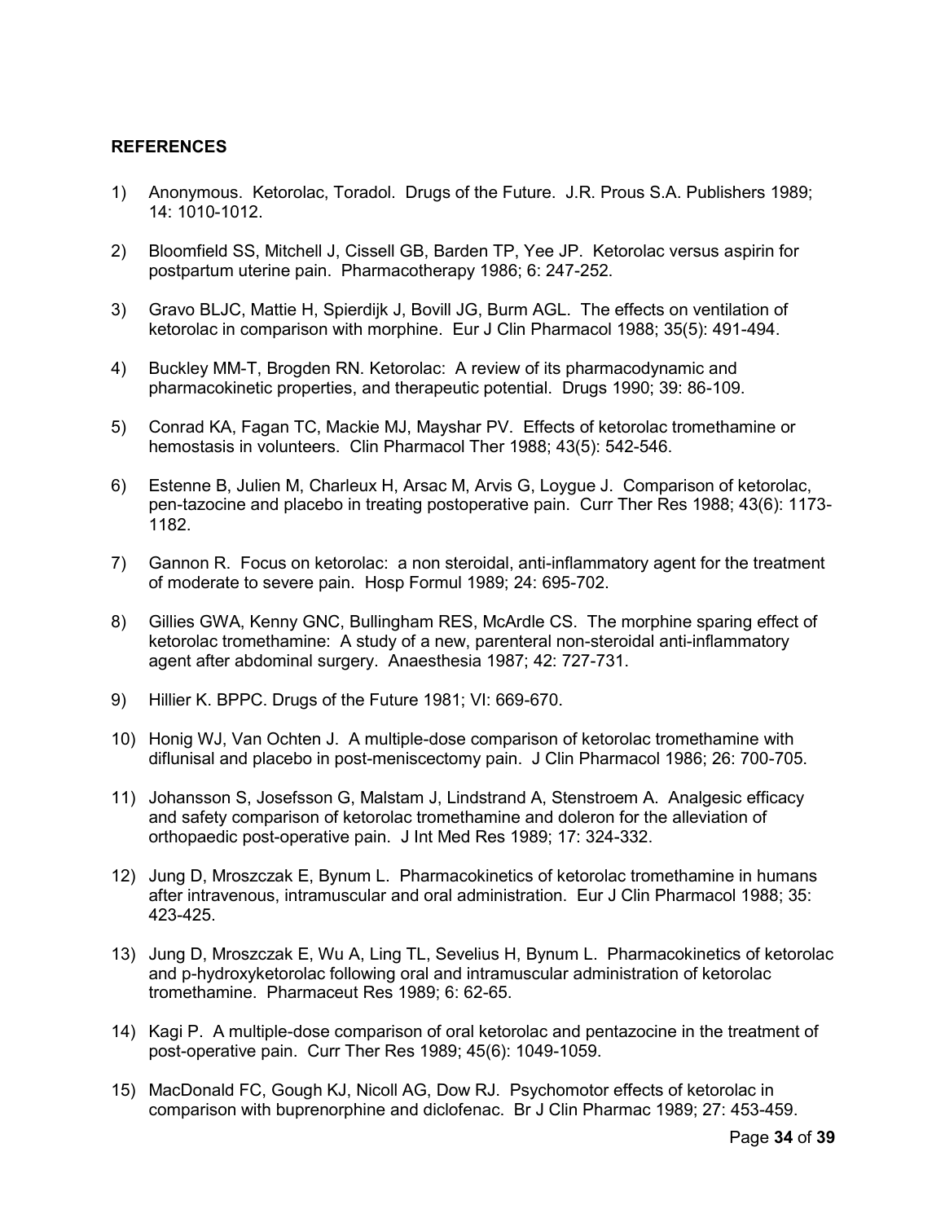**REFERENCES**

1) Anonymous. Ketorolac, Toradol. Drugs of the Future. J.R. Prous S.A. Publishers 1989; 14: 1010-1012.

2) Bloomfield SS, Mitchell J, Cissell GB, Barden TP, Yee JP. Ketorolac versus aspirin for postpartum uterine pain. Pharmacotherapy 1986; 6: 247-252.

3) Gravo BLJC, Mattie H, Spierdijk J, Bovill JG, Burm AGL. The effects on ventilation of ketorolac in comparison with morphine. Eur J Clin Pharmacol 1988; 35(5): 491-494.

4) Buckley MM-T, Brogden RN. Ketorolac: A review of its pharmacodynamic and pharmacokinetic properties, and therapeutic potential. Drugs 1990; 39: 86-109.

5) Conrad KA, Fagan TC, Mackie MJ, Mayshar PV. Effects of ketorolac tromethamine or hemostasis in volunteers. Clin Pharmacol Ther 1988; 43(5): 542-546.

6) Estenne B, Julien M, Charleux H, Arsac M, Arvis G, Loygue J. Comparison of ketorolac, pen-tazocine and placebo in treating postoperative pain. Curr Ther Res 1988; 43(6): 1173-1182.

7) Gannon R. Focus on ketorolac: a non steroidal, anti-inflammatory agent for the treatment of moderate to severe pain. Hosp Formul 1989; 24: 695-702.

8) Gillies GWA, Kenny GNC, Bullingham RES, McArdle CS. The morphine sparing effect of ketorolac tromethamine: A study of a new, parenteral non-steroidal anti-inflammatory agent after abdominal surgery. Anaesthesia 1987; 42: 727-731.

9) Hillier K. BPPC. Drugs of the Future 1981; VI: 669-670.

10) Honig WJ, Van Ochten J. A multiple-dose comparison of ketorolac tromethamine with diflunisal and placebo in post-meniscectomy pain. J Clin Pharmacol 1986; 26: 700-705.

11) Johansson S, Josefsson G, Malstam J, Lindstrand A, Stenstroem A. Analgesic efficacy and safety comparison of ketorolac tromethamine and doleron for the alleviation of orthopaedic post-operative pain. J Int Med Res 1989; 17: 324-332.

12) Jung D, Mroszczak E, Bynum L. Pharmacokinetics of ketorolac tromethamine in humans after intravenous, intramuscular and oral administration. Eur J Clin Pharmacol 1988; 35: 423-425.

13) Jung D, Mroszczak E, Wu A, Ling TL, Sevelius H, Bynum L. Pharmacokinetics of ketorolac and p-hydroxyketorolac following oral and intramuscular administration of ketorolac tromethamine. Pharmaceut Res 1989; 6: 62-65.

14) Kagi P. A multiple-dose comparison of oral ketorolac and pentazocine in the treatment of post-operative pain. Curr Ther Res 1989; 45(6): 1049-1059.

15) MacDonald FC, Gough KJ, Nicoll AG, Dow RJ. Psychomotor effects of ketorolac in comparison with buprenorphine and diclofenac. Br J Clin Pharmac 1989; 27: 453-459.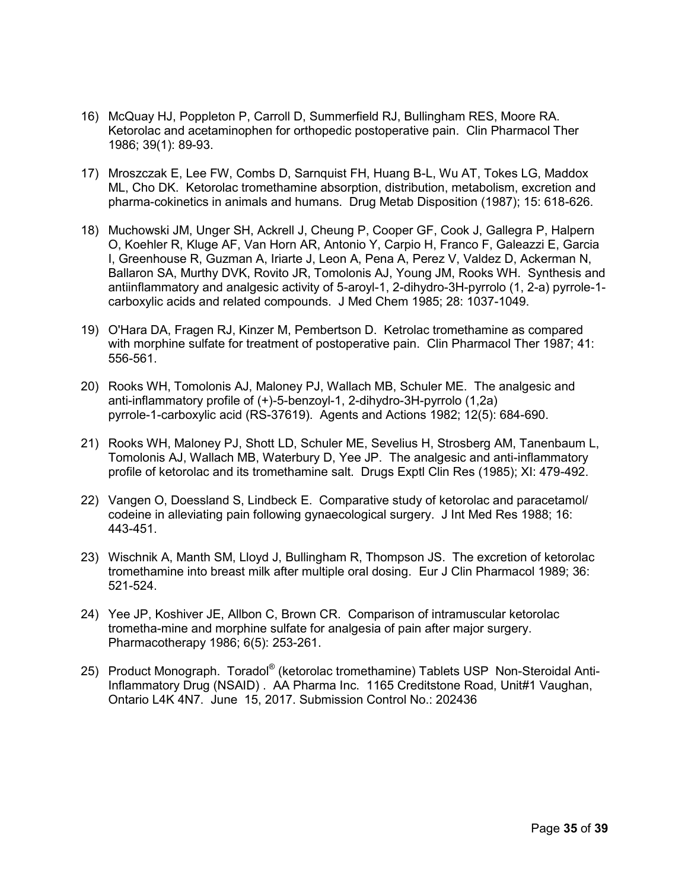16) McQuay HJ, Poppleton P, Carroll D, Summerfield RJ, Bullingham RES, Moore RA. Ketorolac and acetaminophen for orthopedic postoperative pain. Clin Pharmacol Ther 1986; 39(1): 89-93.

17) Mroszczak E, Lee FW, Combs D, Sarnquist FH, Huang B-L, Wu AT, Tokes LG, Maddox ML, Cho DK. Ketorolac tromethamine absorption, distribution, metabolism, excretion and pharma-cokinetics in animals and humans. Drug Metab Disposition (1987); 15: 618-626.

18) Muchowski JM, Unger SH, Ackrell J, Cheung P, Cooper GF, Cook J, Gallegra P, Halpern O, Koehler R, Kluge AF, Van Horn AR, Antonio Y, Carpio H, Franco F, Galeazzi E, Garcia I, Greenhouse R, Guzman A, Iriarte J, Leon A, Pena A, Perez V, Valdez D, Ackerman N, Ballaron SA, Murthy DVK, Rovito JR, Tomolonis AJ, Young JM, Rooks WH. Synthesis and antiinflammatory and analgesic activity of 5-aroyl-1, 2-dihydro-3H-pyrrolo (1, 2-a) pyrrole-1-carboxylic acids and related compounds. J Med Chem 1985; 28: 1037-1049.

19) O'Hara DA, Fragen RJ, Kinzer M, Pembertson D. Ketrolac tromethamine as compared with morphine sulfate for treatment of postoperative pain. Clin Pharmacol Ther 1987; 41: 556-561.

20) Rooks WH, Tomolonis AJ, Maloney PJ, Wallach MB, Schuler ME. The analgesic and anti-inflammatory profile of (+)-5-benzoyl-1, 2-dihydro-3H-pyrrolo (1,2a) pyrrole-1-carboxylic acid (RS-37619). Agents and Actions 1982; 12(5): 684-690.

21) Rooks WH, Maloney PJ, Shott LD, Schuler ME, Sevelius H, Strosberg AM, Tanenbaum L, Tomolonis AJ, Wallach MB, Waterbury D, Yee JP. The analgesic and anti-inflammatory profile of ketorolac and its tromethamine salt. Drugs Exptl Clin Res (1985); XI: 479-492.

22) Vangen O, Doessland S, Lindbeck E. Comparative study of ketorolac and paracetamol/ codeine in alleviating pain following gynaecological surgery. J Int Med Res 1988; 16: 443-451.

23) Wischnik A, Manth SM, Lloyd J, Bullingham R, Thompson JS. The excretion of ketorolac tromethamine into breast milk after multiple oral dosing. Eur J Clin Pharmacol 1989; 36: 521-524.

24) Yee JP, Koshiver JE, Allbon C, Brown CR. Comparison of intramuscular ketorolac trometha-mine and morphine sulfate for analgesia of pain after major surgery. Pharmacotherapy 1986; 6(5): 253-261.

25) Product Monograph. Toradol® (ketorolac tromethamine) Tablets USP Non-Steroidal Anti-Inflammatory Drug (NSAID) . AA Pharma Inc. 1165 Creditstone Road, Unit#1 Vaughan, Ontario L4K 4N7. June 15, 2017. Submission Control No.: 202436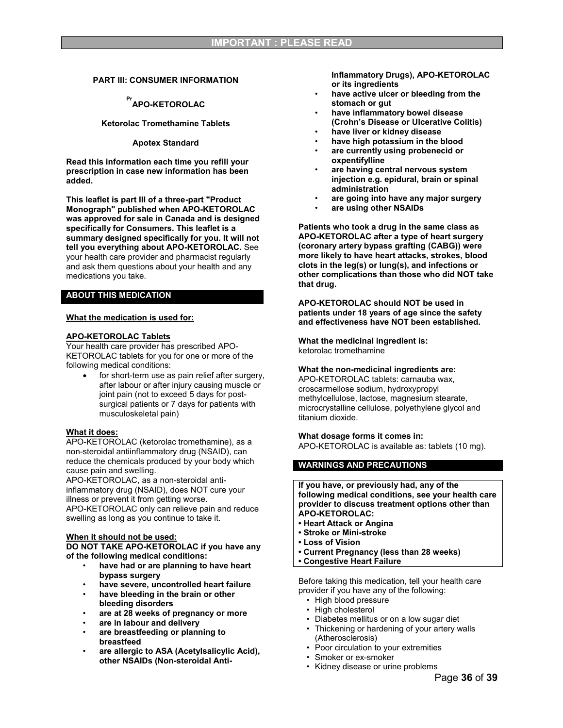# PART III: CONSUMER INFORMATION

## [Pr]APO-KETOROLAC

**Ketorolac Tromethamine Tablets**

**Apotex Standard**

**Read this information each time you refill your prescription in case new information has been added.**

**This leaflet is part III of a three-part "Product Monograph" published when APO-KETOROLAC was approved for sale in Canada and is designed specifically for Consumers. This leaflet is a summary designed specifically for you. It will not tell you everything about APO-KETOROLAC.** See your health care provider and pharmacist regularly and ask them questions about your health and any medications you take.

## ABOUT THIS MEDICATION

**What the medication is used for:**

**APO-KETOROLAC Tablets**

Your health care provider has prescribed APO-KETOROLAC tablets for you for one or more of the following medical conditions:

- for short-term use as pain relief after surgery, after labour or after injury causing muscle or joint pain (not to exceed 5 days for post-surgical patients or 7 days for patients with musculoskeletal pain)

**What it does:**

APO-KETOROLAC (ketorolac tromethamine), as a non-steroidal antiinflammatory drug (NSAID), can reduce the chemicals produced by your body which cause pain and swelling.

APO-KETOROLAC, as a non-steroidal anti-inflammatory drug (NSAID), does NOT cure your illness or prevent it from getting worse.

APO-KETOROLAC only can relieve pain and reduce swelling as long as you continue to take it.

**When it should not be used:**

**DO NOT TAKE APO-KETOROLAC if you have any of the following medical conditions:**

- **have had or are planning to have heart bypass surgery**
- **have severe, uncontrolled heart failure**
- **have bleeding in the brain or other bleeding disorders**
- **are at 28 weeks of pregnancy or more**
- **are in labour and delivery**
- **are breastfeeding or planning to breastfeed**
- **are allergic to ASA (Acetylsalicylic Acid), other NSAIDs (Non-steroidal Anti-Inflammatory Drugs), APO-KETOROLAC or its ingredients**
- **have active ulcer or bleeding from the stomach or gut**
- **have inflammatory bowel disease (Crohn's Disease or Ulcerative Colitis)**
- **have liver or kidney disease**
- **have high potassium in the blood**
- **are currently using probenecid or oxpentifylline**
- **are having central nervous system injection e.g. epidural, brain or spinal administration**
- **are going into have any major surgery**
- **are using other NSAIDs**

**Patients who took a drug in the same class as APO-KETOROLAC after a type of heart surgery (coronary artery bypass grafting (CABG)) were more likely to have heart attacks, strokes, blood clots in the leg(s) or lung(s), and infections or other complications than those who did NOT take that drug.**

**APO-KETOROLAC should NOT be used in patients under 18 years of age since the safety and effectiveness have NOT been established.**

**What the medicinal ingredient is:**

ketorolac tromethamine

**What the non-medicinal ingredients are:**

APO-KETOROLAC tablets: carnauba wax, croscarmellose sodium, hydroxypropyl methylcellulose, lactose, magnesium stearate, microcrystalline cellulose, polyethylene glycol and titanium dioxide.

**What dosage forms it comes in:**

APO-KETOROLAC is available as: tablets (10 mg).

## WARNINGS AND PRECAUTIONS

**If you have, or previously had, any of the following medical conditions, see your health care provider to discuss treatment options other than APO-KETOROLAC:**

- **Heart Attack or Angina**
- **Stroke or Mini-stroke**
- **Loss of Vision**
- **Current Pregnancy (less than 28 weeks)**
- **Congestive Heart Failure**

Before taking this medication, tell your health care provider if you have any of the following:

- High blood pressure
- High cholesterol
- Diabetes mellitus or on a low sugar diet
- Thickening or hardening of your artery walls (Atherosclerosis)
- Poor circulation to your extremities
- Smoker or ex-smoker
- Kidney disease or urine problems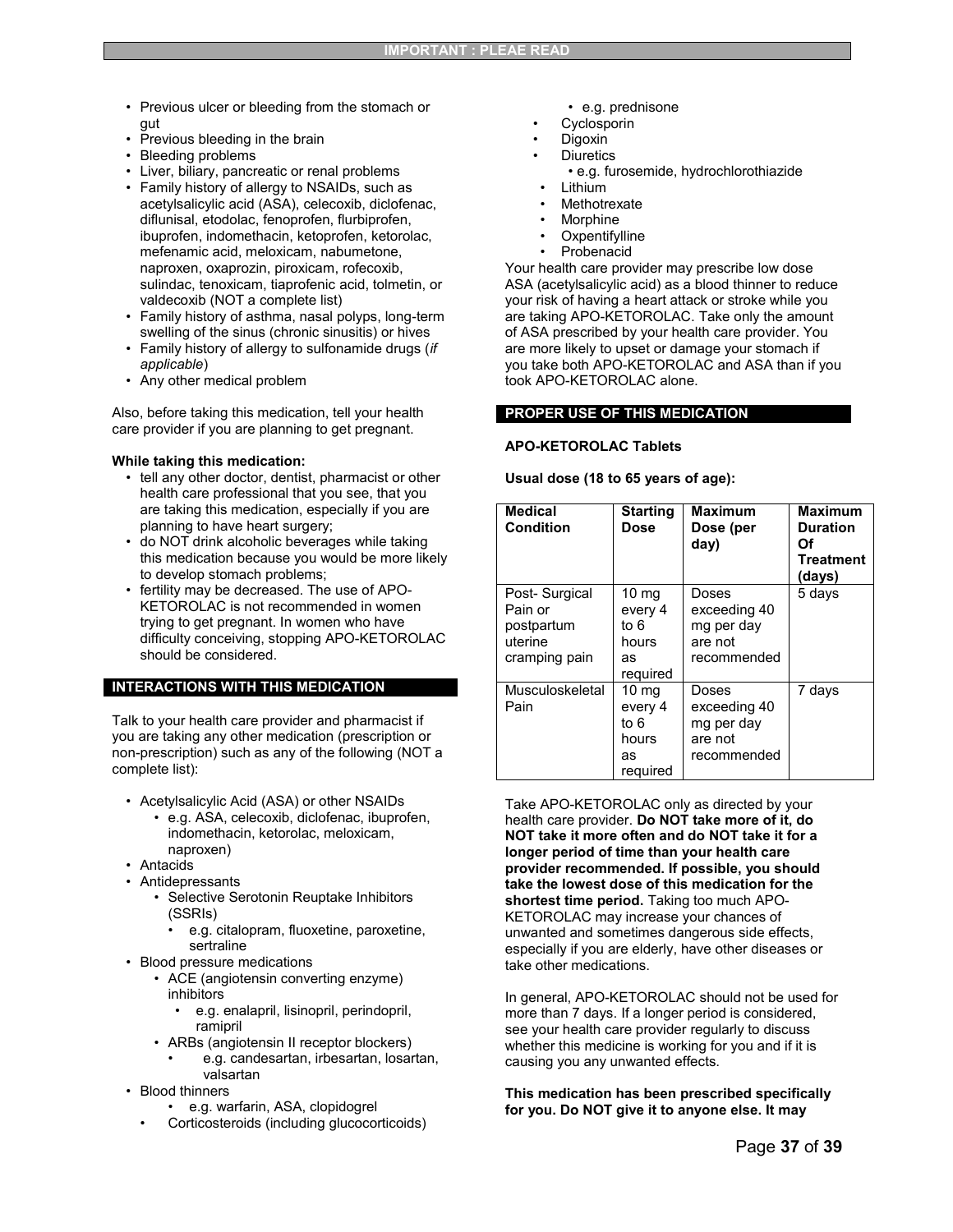- Previous ulcer or bleeding from the stomach or gut
- Previous bleeding in the brain
- Bleeding problems
- Liver, biliary, pancreatic or renal problems
- Family history of allergy to NSAIDs, such as acetylsalicylic acid (ASA), celecoxib, diclofenac, diflunisal, etodolac, fenoprofen, flurbiprofen, ibuprofen, indomethacin, ketoprofen, ketorolac, mefenamic acid, meloxicam, nabumetone, naproxen, oxaprozin, piroxicam, rofecoxib, sulindac, tenoxicam, tiaprofenic acid, tolmetin, or valdecoxib (NOT a complete list)
- Family history of asthma, nasal polyps, long-term swelling of the sinus (chronic sinusitis) or hives
- Family history of allergy to sulfonamide drugs (*if applicable*)
- Any other medical problem

Also, before taking this medication, tell your health care provider if you are planning to get pregnant.

**While taking this medication:**

- tell any other doctor, dentist, pharmacist or other health care professional that you see, that you are taking this medication, especially if you are planning to have heart surgery;
- do NOT drink alcoholic beverages while taking this medication because you would be more likely to develop stomach problems;
- fertility may be decreased. The use of APO-KETOROLAC is not recommended in women trying to get pregnant. In women who have difficulty conceiving, stopping APO-KETOROLAC should be considered.

## INTERACTIONS WITH THIS MEDICATION

Talk to your health care provider and pharmacist if you are taking any other medication (prescription or non-prescription) such as any of the following (NOT a complete list):

- Acetylsalicylic Acid (ASA) or other NSAIDs
  - e.g. ASA, celecoxib, diclofenac, ibuprofen, indomethacin, ketorolac, meloxicam, naproxen)
- Antacids
- Antidepressants
  - Selective Serotonin Reuptake Inhibitors (SSRIs)
    - e.g. citalopram, fluoxetine, paroxetine, sertraline
- Blood pressure medications
  - ACE (angiotensin converting enzyme) inhibitors
    - e.g. enalapril, lisinopril, perindopril, ramipril
  - ARBs (angiotensin II receptor blockers)
    - e.g. candesartan, irbesartan, losartan, valsartan
- Blood thinners
  - e.g. warfarin, ASA, clopidogrel
- Corticosteroids (including glucocorticoids)
  - e.g. prednisone
- Cyclosporin
- Digoxin
- Diuretics
  - e.g. furosemide, hydrochlorothiazide
- Lithium
- Methotrexate
- Morphine
- Oxpentifylline
- Probenacid

Your health care provider may prescribe low dose ASA (acetylsalicylic acid) as a blood thinner to reduce your risk of having a heart attack or stroke while you are taking APO-KETOROLAC. Take only the amount of ASA prescribed by your health care provider. You are more likely to upset or damage your stomach if you take both APO-KETOROLAC and ASA than if you took APO-KETOROLAC alone.

## PROPER USE OF THIS MEDICATION

**APO-KETOROLAC Tablets**

**Usual dose (18 to 65 years of age):**

| Medical Condition | Starting Dose | Maximum Dose (per day) | Maximum Duration Of Treatment (days) |
|---|---|---|---|
| Post- Surgical Pain or postpartum uterine cramping pain | 10 mg every 4 to 6 hours as required | Doses exceeding 40 mg per day are not recommended | 5 days |
| Musculoskeletal Pain | 10 mg every 4 to 6 hours as required | Doses exceeding 40 mg per day are not recommended | 7 days |

Take APO-KETOROLAC only as directed by your health care provider. **Do NOT take more of it, do NOT take it more often and do NOT take it for a longer period of time than your health care provider recommended. If possible, you should take the lowest dose of this medication for the shortest time period.** Taking too much APO-KETOROLAC may increase your chances of unwanted and sometimes dangerous side effects, especially if you are elderly, have other diseases or take other medications.

In general, APO-KETOROLAC should not be used for more than 7 days. If a longer period is considered, see your health care provider regularly to discuss whether this medicine is working for you and if it is causing you any unwanted effects.

**This medication has been prescribed specifically for you. Do NOT give it to anyone else. It may**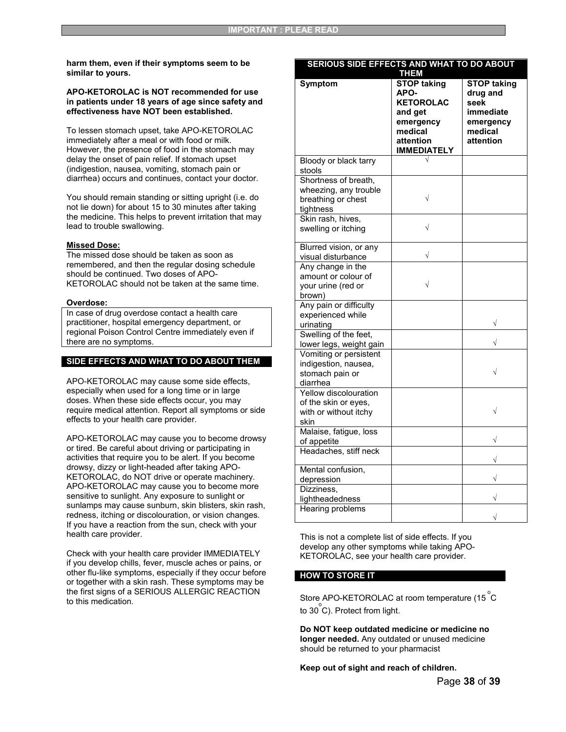harm them, even if their symptoms seem to be similar to yours.**

**APO-KETOROLAC is NOT recommended for use in patients under 18 years of age since safety and effectiveness have NOT been established.**

To lessen stomach upset, take APO-KETOROLAC immediately after a meal or with food or milk. However, the presence of food in the stomach may delay the onset of pain relief. If stomach upset (indigestion, nausea, vomiting, stomach pain or diarrhea) occurs and continues, contact your doctor.

You should remain standing or sitting upright (i.e. do not lie down) for about 15 to 30 minutes after taking the medicine. This helps to prevent irritation that may lead to trouble swallowing.

**Missed Dose:**

The missed dose should be taken as soon as remembered, and then the regular dosing schedule should be continued. Two doses of APO-KETOROLAC should not be taken at the same time.

**Overdose:**

In case of drug overdose contact a health care practitioner, hospital emergency department, or regional Poison Control Centre immediately even if there are no symptoms.

## SIDE EFFECTS AND WHAT TO DO ABOUT THEM

APO-KETOROLAC may cause some side effects, especially when used for a long time or in large doses. When these side effects occur, you may require medical attention. Report all symptoms or side effects to your health care provider.

APO-KETOROLAC may cause you to become drowsy or tired. Be careful about driving or participating in activities that require you to be alert. If you become drowsy, dizzy or light-headed after taking APO-KETOROLAC, do NOT drive or operate machinery. APO-KETOROLAC may cause you to become more sensitive to sunlight. Any exposure to sunlight or sunlamps may cause sunburn, skin blisters, skin rash, redness, itching or discolouration, or vision changes. If you have a reaction from the sun, check with your health care provider.

Check with your health care provider IMMEDIATELY if you develop chills, fever, muscle aches or pains, or other flu-like symptoms, especially if they occur before or together with a skin rash. These symptoms may be the first signs of a SERIOUS ALLERGIC REACTION to this medication.

**SERIOUS SIDE EFFECTS AND WHAT TO DO ABOUT THEM**

| Symptom | STOP taking APO-KETOROLAC and get emergency medical attention IMMEDIATELY | STOP taking drug and seek immediate emergency medical attention |
|---|---|---|
| Bloody or black tarry stools | √ | |
| Shortness of breath, wheezing, any trouble breathing or chest tightness | √ | |
| Skin rash, hives, swelling or itching | √ | |
| Blurred vision, or any visual disturbance | √ | |
| Any change in the amount or colour of your urine (red or brown) | √ | |
| Any pain or difficulty experienced while urinating | | √ |
| Swelling of the feet, lower legs, weight gain | | √ |
| Vomiting or persistent indigestion, nausea, stomach pain or diarrhea | | √ |
| Yellow discolouration of the skin or eyes, with or without itchy skin | | √ |
| Malaise, fatigue, loss of appetite | | √ |
| Headaches, stiff neck | | √ |
| Mental confusion, depression | | √ |
| Dizziness, lightheadedness | | √ |
| Hearing problems | | √ |

This is not a complete list of side effects. If you develop any other symptoms while taking APO-KETOROLAC, see your health care provider.

## HOW TO STORE IT

Store APO-KETOROLAC at room temperature (15 °C to 30 °C). Protect from light.

**Do NOT keep outdated medicine or medicine no longer needed.** Any outdated or unused medicine should be returned to your pharmacist

**Keep out of sight and reach of children.**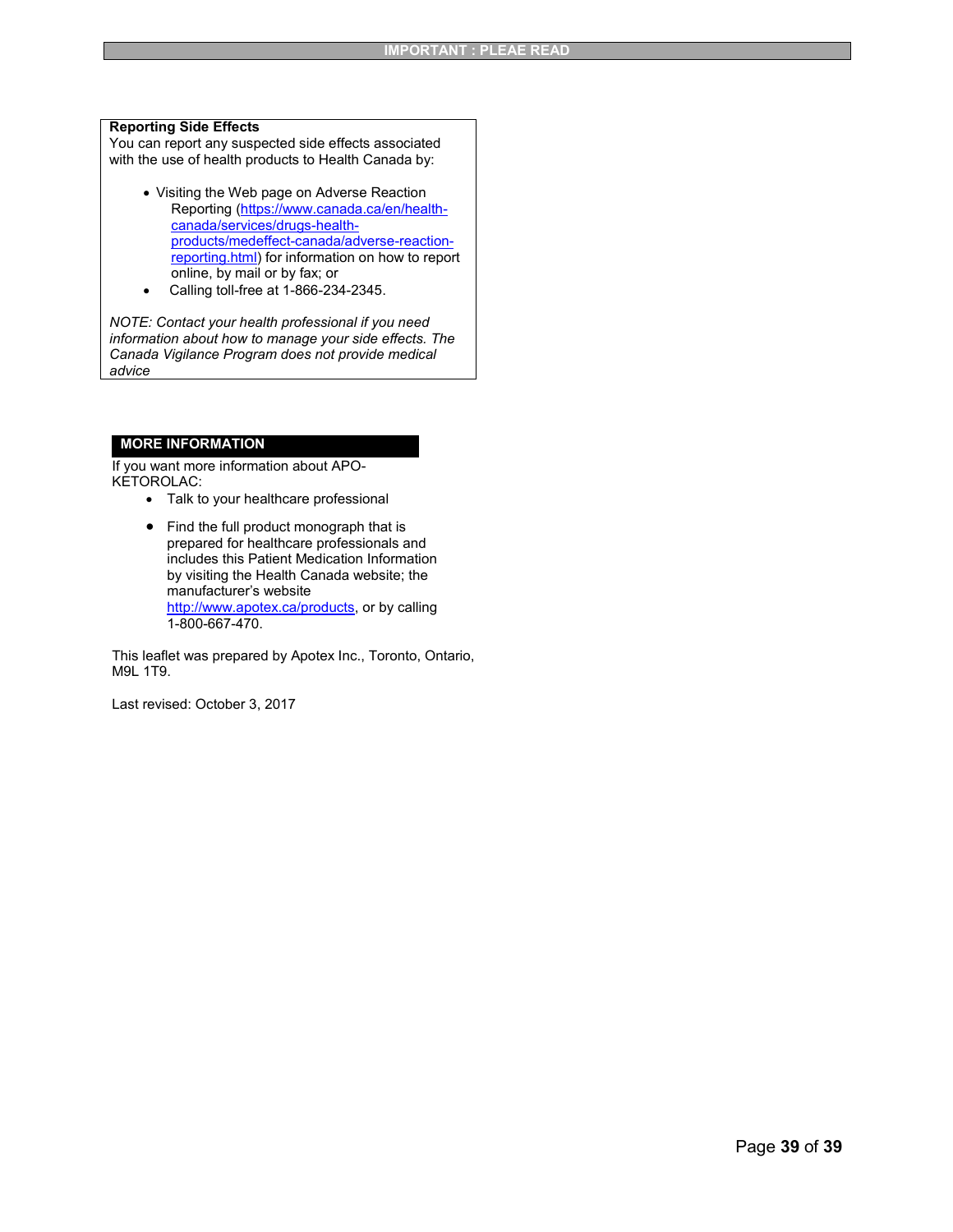**Reporting Side Effects**
You can report any suspected side effects associated with the use of health products to Health Canada by:

- Visiting the Web page on Adverse Reaction Reporting (https://www.canada.ca/en/health-canada/services/drugs-health-products/medeffect-canada/adverse-reaction-reporting.html) for information on how to report online, by mail or by fax; or
- Calling toll-free at 1-866-234-2345.

*NOTE: Contact your health professional if you need information about how to manage your side effects. The Canada Vigilance Program does not provide medical advice*

## MORE INFORMATION

If you want more information about APO-KETOROLAC:

- Talk to your healthcare professional
- Find the full product monograph that is prepared for healthcare professionals and includes this Patient Medication Information by visiting the Health Canada website; the manufacturer's website http://www.apotex.ca/products, or by calling 1-800-667-470.

This leaflet was prepared by Apotex Inc., Toronto, Ontario, M9L 1T9.

Last revised: October 3, 2017